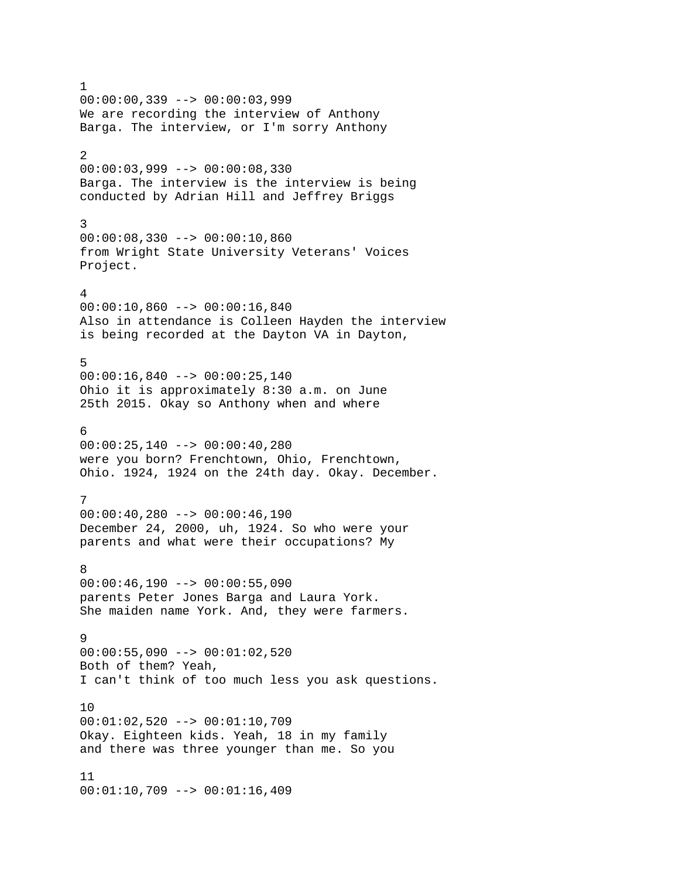1
00:00:00,339 --> 00:00:03,999
We are recording the interview of Anthony
Barga. The interview, or I'm sorry Anthony

2
00:00:03,999 --> 00:00:08,330
Barga. The interview is the interview is being
conducted by Adrian Hill and Jeffrey Briggs

3
00:00:08,330 --> 00:00:10,860
from Wright State University Veterans' Voices
Project.

4
00:00:10,860 --> 00:00:16,840
Also in attendance is Colleen Hayden the interview
is being recorded at the Dayton VA in Dayton,

5
00:00:16,840 --> 00:00:25,140
Ohio it is approximately 8:30 a.m. on June
25th 2015. Okay so Anthony when and where

6
00:00:25,140 --> 00:00:40,280
were you born? Frenchtown, Ohio, Frenchtown,
Ohio. 1924, 1924 on the 24th day. Okay. December.

7
00:00:40,280 --> 00:00:46,190
December 24, 2000, uh, 1924. So who were your
parents and what were their occupations? My

8
00:00:46,190 --> 00:00:55,090
parents Peter Jones Barga and Laura York.
She maiden name York. And, they were farmers.

9
00:00:55,090 --> 00:01:02,520
Both of them? Yeah,
I can't think of too much less you ask questions.

10
00:01:02,520 --> 00:01:10,709
Okay. Eighteen kids. Yeah, 18 in my family
and there was three younger than me. So you

11
00:01:10,709 --> 00:01:16,409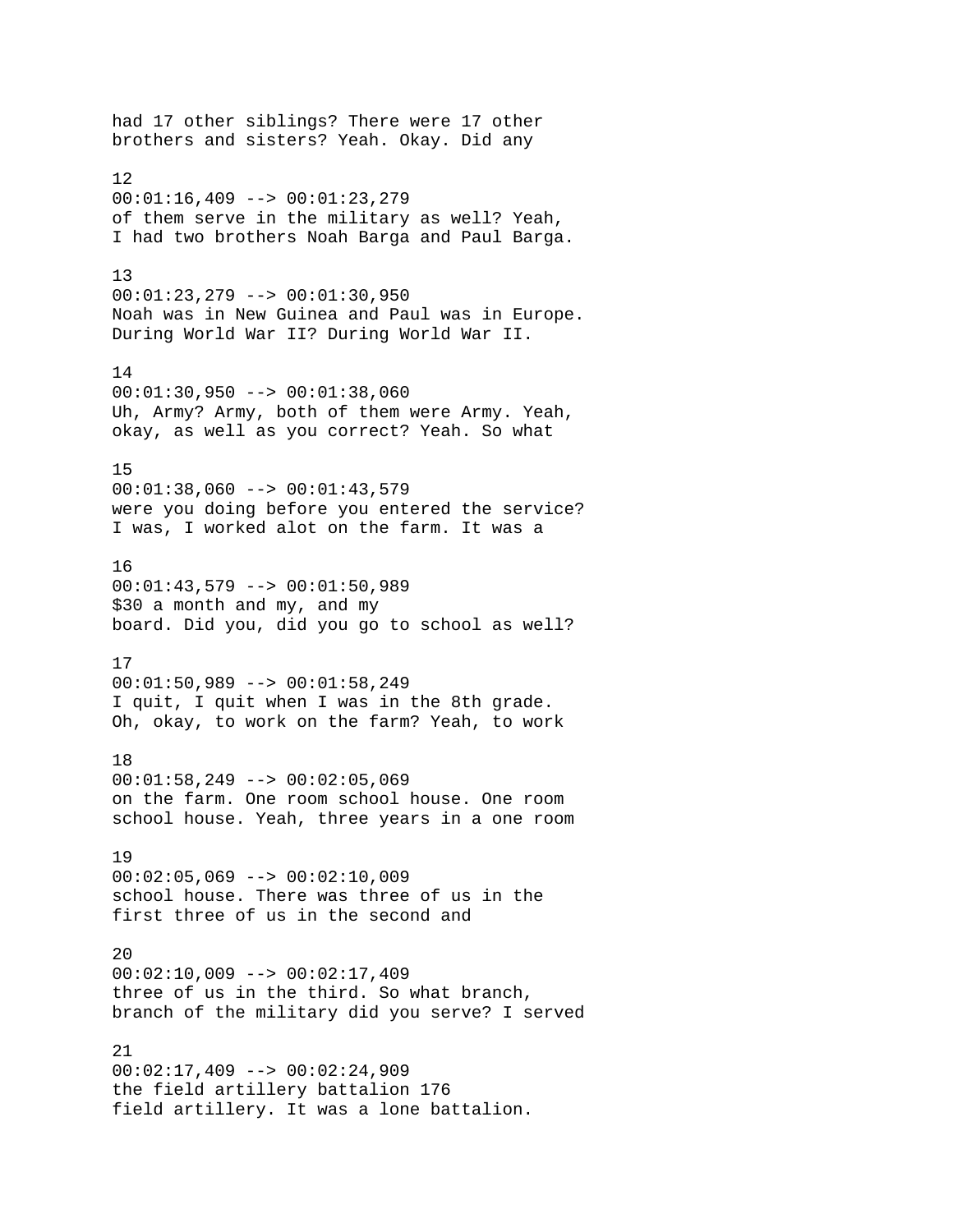had 17 other siblings? There were 17 other brothers and sisters? Yeah. Okay. Did any

12
00:01:16,409 --> 00:01:23,279
of them serve in the military as well? Yeah, I had two brothers Noah Barga and Paul Barga.

13
00:01:23,279 --> 00:01:30,950
Noah was in New Guinea and Paul was in Europe. During World War II? During World War II.

14
00:01:30,950 --> 00:01:38,060
Uh, Army? Army, both of them were Army. Yeah, okay, as well as you correct? Yeah. So what

15
00:01:38,060 --> 00:01:43,579
were you doing before you entered the service? I was, I worked alot on the farm. It was a

16
00:01:43,579 --> 00:01:50,989
$30 a month and my, and my board. Did you, did you go to school as well?

17
00:01:50,989 --> 00:01:58,249
I quit, I quit when I was in the 8th grade. Oh, okay, to work on the farm? Yeah, to work

18
00:01:58,249 --> 00:02:05,069
on the farm. One room school house. One room school house. Yeah, three years in a one room

19
00:02:05,069 --> 00:02:10,009
school house. There was three of us in the first three of us in the second and

20
00:02:10,009 --> 00:02:17,409
three of us in the third. So what branch, branch of the military did you serve? I served

21
00:02:17,409 --> 00:02:24,909
the field artillery battalion 176 field artillery. It was a lone battalion.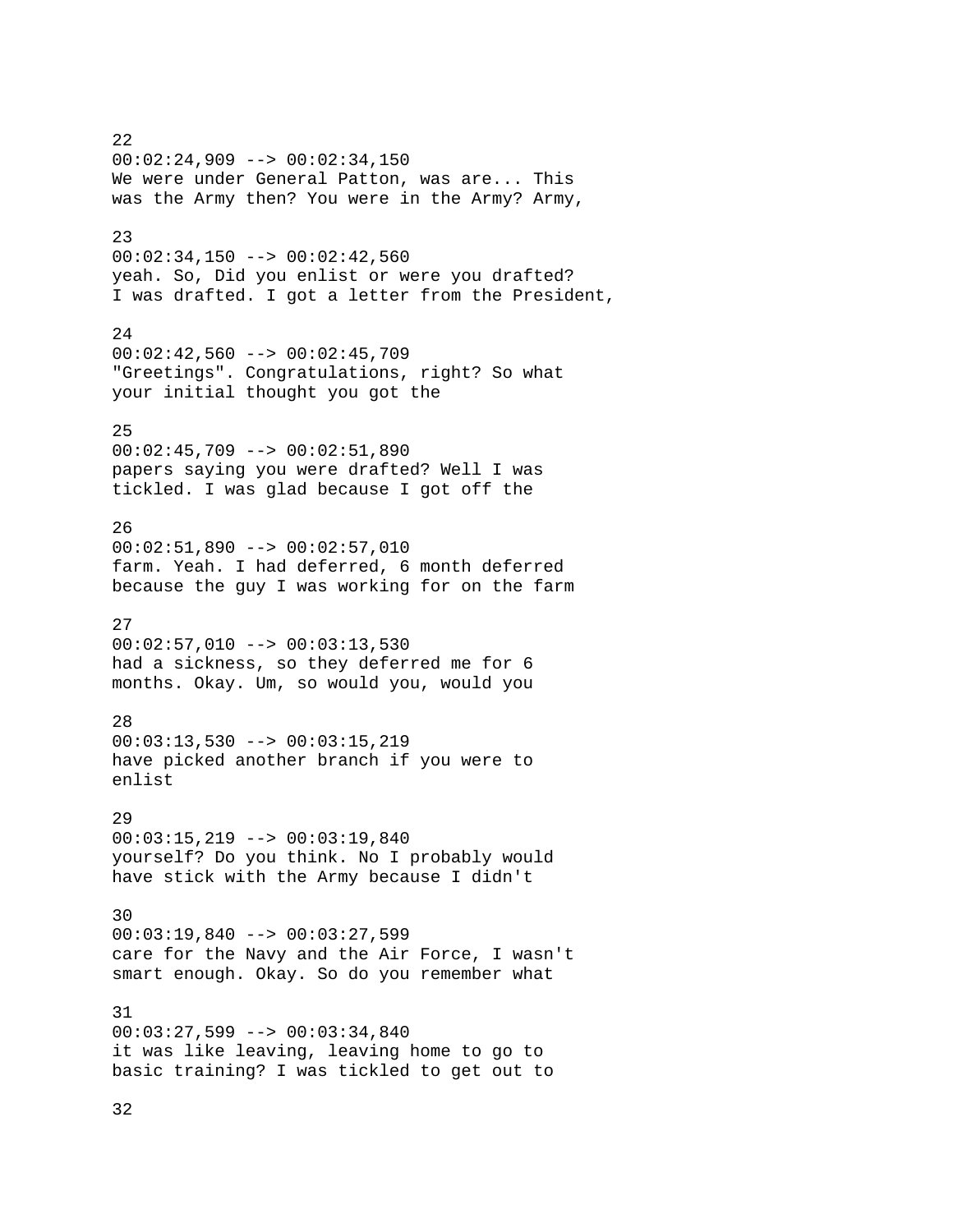22
00:02:24,909 --> 00:02:34,150
We were under General Patton, was are... This was the Army then? You were in the Army? Army,

23
00:02:34,150 --> 00:02:42,560
yeah. So, Did you enlist or were you drafted? I was drafted. I got a letter from the President,

24
00:02:42,560 --> 00:02:45,709
"Greetings". Congratulations, right? So what your initial thought you got the

25
00:02:45,709 --> 00:02:51,890
papers saying you were drafted? Well I was tickled. I was glad because I got off the

26
00:02:51,890 --> 00:02:57,010
farm. Yeah. I had deferred, 6 month deferred because the guy I was working for on the farm

27
00:02:57,010 --> 00:03:13,530
had a sickness, so they deferred me for 6 months. Okay. Um, so would you, would you

28
00:03:13,530 --> 00:03:15,219
have picked another branch if you were to enlist

29
00:03:15,219 --> 00:03:19,840
yourself? Do you think. No I probably would have stick with the Army because I didn't

30
00:03:19,840 --> 00:03:27,599
care for the Navy and the Air Force, I wasn't smart enough. Okay. So do you remember what

31
00:03:27,599 --> 00:03:34,840
it was like leaving, leaving home to go to basic training? I was tickled to get out to

32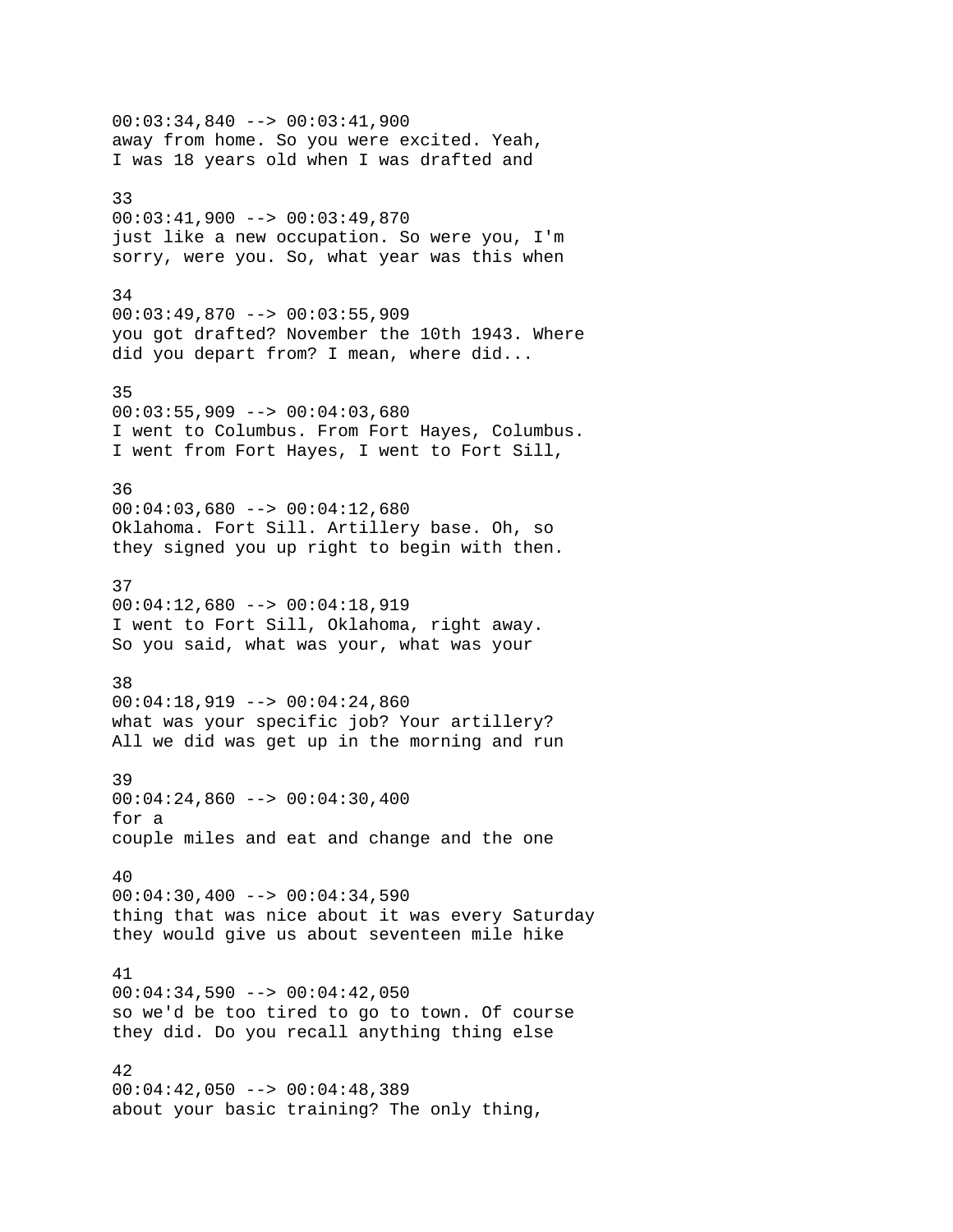00:03:34,840 --> 00:03:41,900
away from home. So you were excited. Yeah,
I was 18 years old when I was drafted and

33
00:03:41,900 --> 00:03:49,870
just like a new occupation. So were you, I'm
sorry, were you. So, what year was this when

34
00:03:49,870 --> 00:03:55,909
you got drafted? November the 10th 1943. Where
did you depart from? I mean, where did...

35
00:03:55,909 --> 00:04:03,680
I went to Columbus. From Fort Hayes, Columbus.
I went from Fort Hayes, I went to Fort Sill,

36
00:04:03,680 --> 00:04:12,680
Oklahoma. Fort Sill. Artillery base. Oh, so
they signed you up right to begin with then.

37
00:04:12,680 --> 00:04:18,919
I went to Fort Sill, Oklahoma, right away.
So you said, what was your, what was your

38
00:04:18,919 --> 00:04:24,860
what was your specific job? Your artillery?
All we did was get up in the morning and run

39
00:04:24,860 --> 00:04:30,400
for a
couple miles and eat and change and the one

40
00:04:30,400 --> 00:04:34,590
thing that was nice about it was every Saturday
they would give us about seventeen mile hike

41
00:04:34,590 --> 00:04:42,050
so we'd be too tired to go to town. Of course
they did. Do you recall anything thing else

42
00:04:42,050 --> 00:04:48,389
about your basic training? The only thing,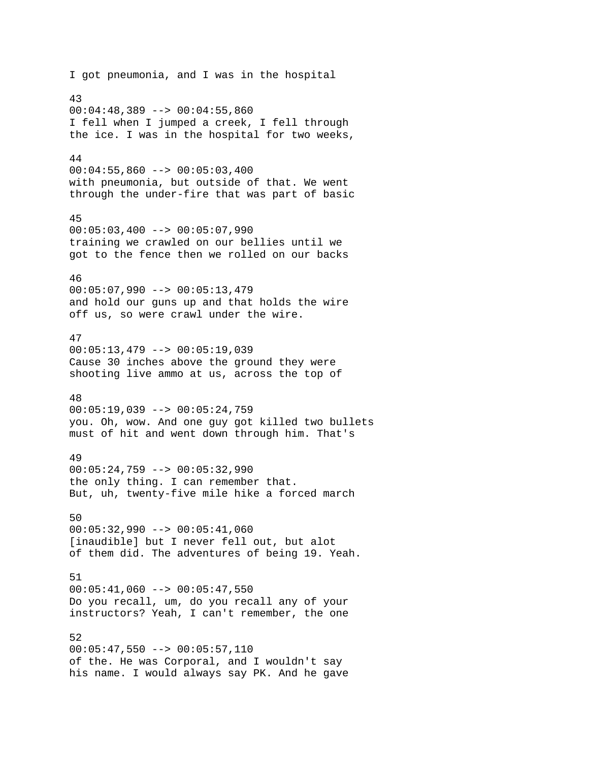I got pneumonia, and I was in the hospital

43
00:04:48,389 --> 00:04:55,860
I fell when I jumped a creek, I fell through
the ice. I was in the hospital for two weeks,

44
00:04:55,860 --> 00:05:03,400
with pneumonia, but outside of that. We went
through the under-fire that was part of basic

45
00:05:03,400 --> 00:05:07,990
training we crawled on our bellies until we
got to the fence then we rolled on our backs

46
00:05:07,990 --> 00:05:13,479
and hold our guns up and that holds the wire
off us, so were crawl under the wire.

47
00:05:13,479 --> 00:05:19,039
Cause 30 inches above the ground they were
shooting live ammo at us, across the top of

48
00:05:19,039 --> 00:05:24,759
you. Oh, wow. And one guy got killed two bullets
must of hit and went down through him. That's

49
00:05:24,759 --> 00:05:32,990
the only thing. I can remember that.
But, uh, twenty-five mile hike a forced march

50
00:05:32,990 --> 00:05:41,060
[inaudible] but I never fell out, but alot
of them did. The adventures of being 19. Yeah.

51
00:05:41,060 --> 00:05:47,550
Do you recall, um, do you recall any of your
instructors? Yeah, I can't remember, the one

52
00:05:47,550 --> 00:05:57,110
of the. He was Corporal, and I wouldn't say
his name. I would always say PK. And he gave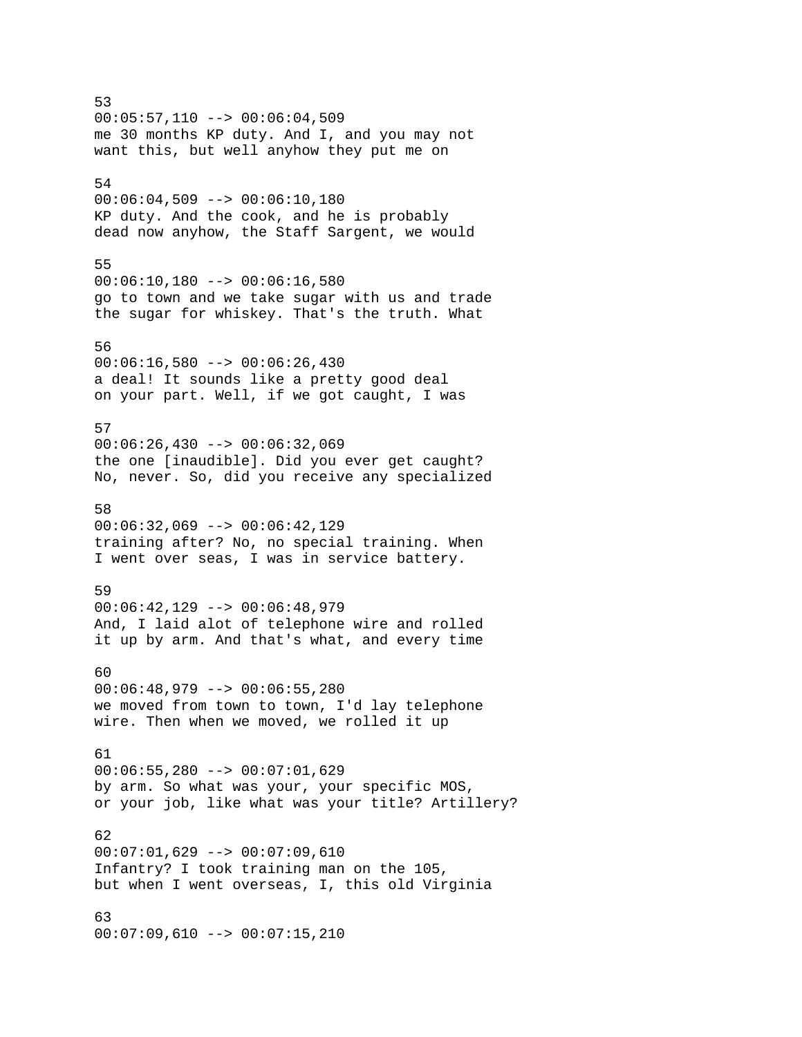53
00:05:57,110 --> 00:06:04,509
me 30 months KP duty. And I, and you may not
want this, but well anyhow they put me on

54
00:06:04,509 --> 00:06:10,180
KP duty. And the cook, and he is probably
dead now anyhow, the Staff Sargent, we would

55
00:06:10,180 --> 00:06:16,580
go to town and we take sugar with us and trade
the sugar for whiskey. That's the truth. What

56
00:06:16,580 --> 00:06:26,430
a deal! It sounds like a pretty good deal
on your part. Well, if we got caught, I was

57
00:06:26,430 --> 00:06:32,069
the one [inaudible]. Did you ever get caught?
No, never. So, did you receive any specialized

58
00:06:32,069 --> 00:06:42,129
training after? No, no special training. When
I went over seas, I was in service battery.

59
00:06:42,129 --> 00:06:48,979
And, I laid alot of telephone wire and rolled
it up by arm. And that's what, and every time

60
00:06:48,979 --> 00:06:55,280
we moved from town to town, I'd lay telephone
wire. Then when we moved, we rolled it up

61
00:06:55,280 --> 00:07:01,629
by arm. So what was your, your specific MOS,
or your job, like what was your title? Artillery?

62
00:07:01,629 --> 00:07:09,610
Infantry? I took training man on the 105,
but when I went overseas, I, this old Virginia

63
00:07:09,610 --> 00:07:15,210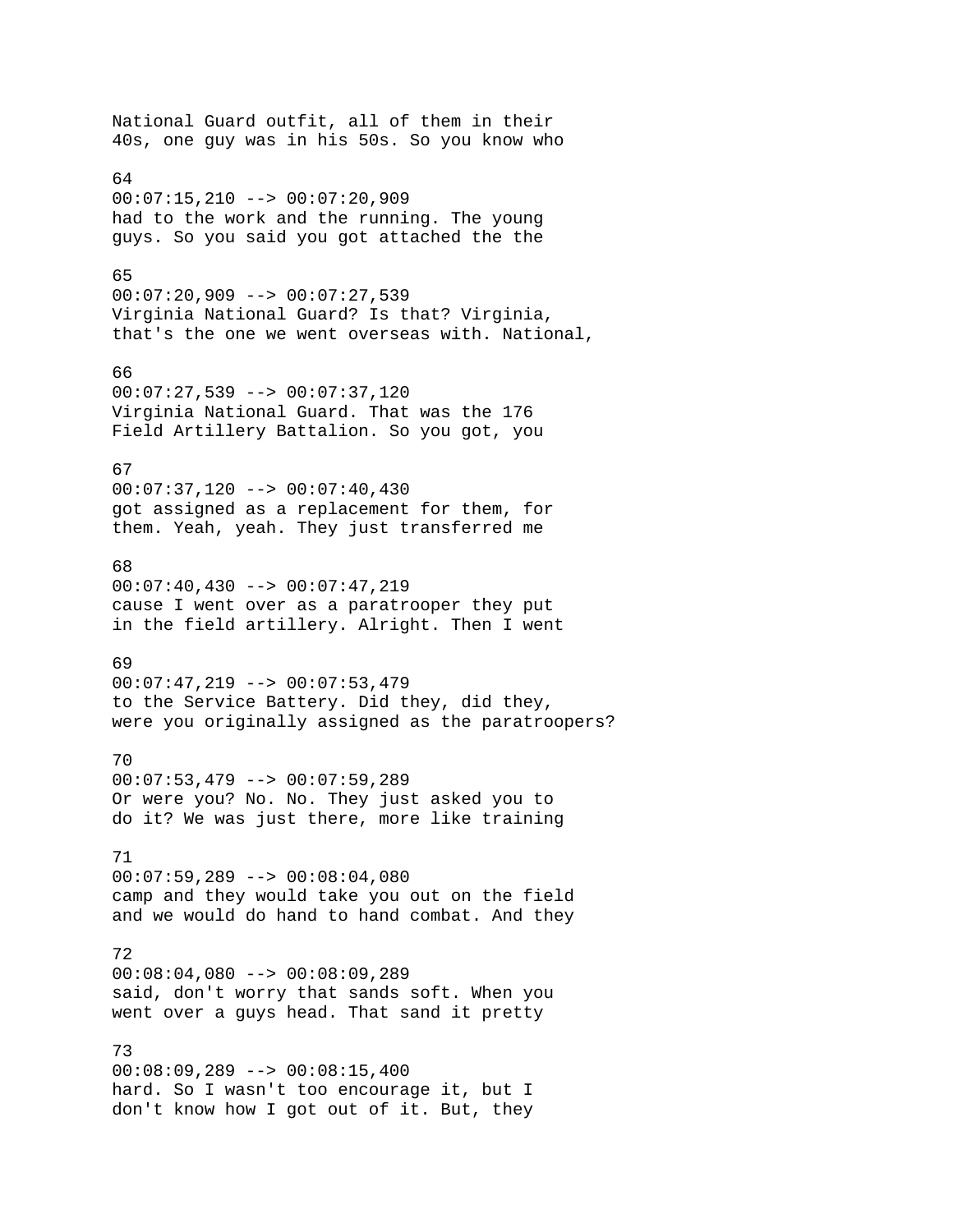National Guard outfit, all of them in their
40s, one guy was in his 50s. So you know who

64
00:07:15,210 --> 00:07:20,909
had to the work and the running. The young
guys. So you said you got attached the the

65
00:07:20,909 --> 00:07:27,539
Virginia National Guard? Is that? Virginia,
that's the one we went overseas with. National,

66
00:07:27,539 --> 00:07:37,120
Virginia National Guard. That was the 176
Field Artillery Battalion. So you got, you

67
00:07:37,120 --> 00:07:40,430
got assigned as a replacement for them, for
them. Yeah, yeah. They just transferred me

68
00:07:40,430 --> 00:07:47,219
cause I went over as a paratrooper they put
in the field artillery. Alright. Then I went

69
00:07:47,219 --> 00:07:53,479
to the Service Battery. Did they, did they,
were you originally assigned as the paratroopers?

70
00:07:53,479 --> 00:07:59,289
Or were you? No. No. They just asked you to
do it? We was just there, more like training

71
00:07:59,289 --> 00:08:04,080
camp and they would take you out on the field
and we would do hand to hand combat. And they

72
00:08:04,080 --> 00:08:09,289
said, don't worry that sands soft. When you
went over a guys head. That sand it pretty

73
00:08:09,289 --> 00:08:15,400
hard. So I wasn't too encourage it, but I
don't know how I got out of it. But, they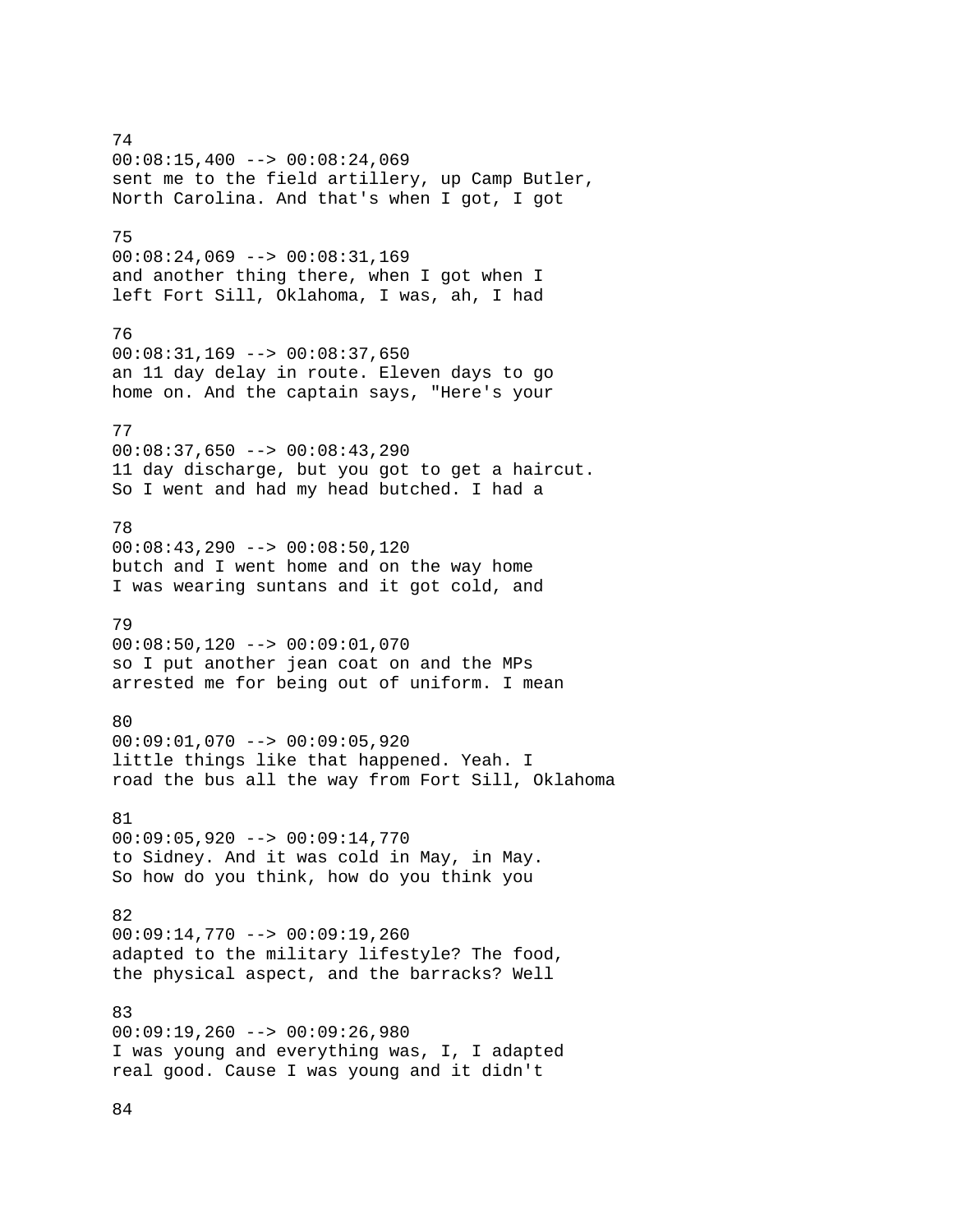74
00:08:15,400 --> 00:08:24,069
sent me to the field artillery, up Camp Butler,
North Carolina. And that's when I got, I got

75
00:08:24,069 --> 00:08:31,169
and another thing there, when I got when I
left Fort Sill, Oklahoma, I was, ah, I had

76
00:08:31,169 --> 00:08:37,650
an 11 day delay in route. Eleven days to go
home on. And the captain says, "Here's your

77
00:08:37,650 --> 00:08:43,290
11 day discharge, but you got to get a haircut.
So I went and had my head butched. I had a

78
00:08:43,290 --> 00:08:50,120
butch and I went home and on the way home
I was wearing suntans and it got cold, and

79
00:08:50,120 --> 00:09:01,070
so I put another jean coat on and the MPs
arrested me for being out of uniform. I mean

80
00:09:01,070 --> 00:09:05,920
little things like that happened. Yeah. I
road the bus all the way from Fort Sill, Oklahoma

81
00:09:05,920 --> 00:09:14,770
to Sidney. And it was cold in May, in May.
So how do you think, how do you think you

82
00:09:14,770 --> 00:09:19,260
adapted to the military lifestyle? The food,
the physical aspect, and the barracks? Well

83
00:09:19,260 --> 00:09:26,980
I was young and everything was, I, I adapted
real good. Cause I was young and it didn't

84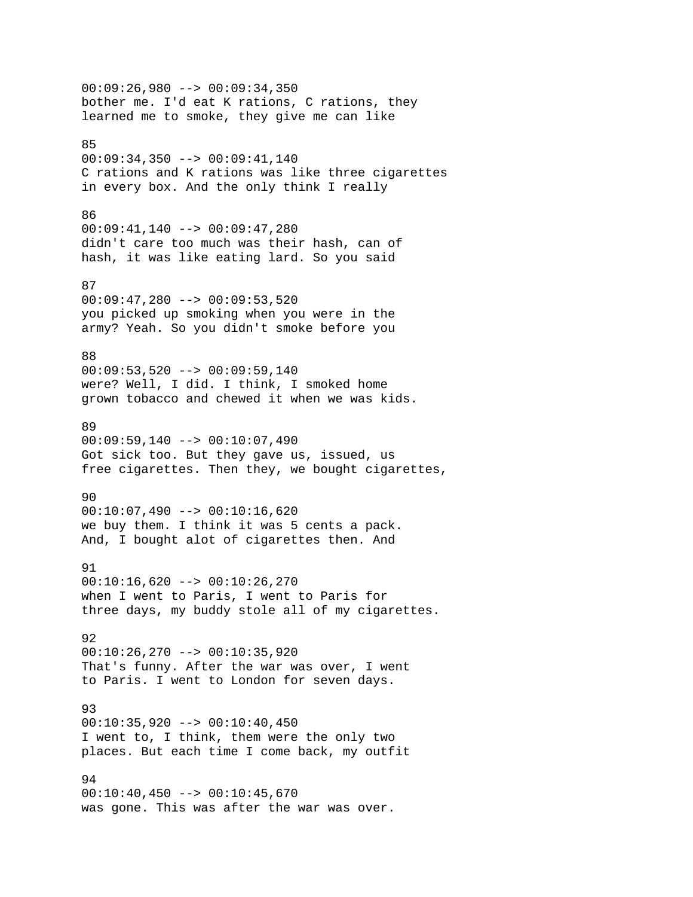00:09:26,980 --> 00:09:34,350
bother me. I'd eat K rations, C rations, they
learned me to smoke, they give me can like

85
00:09:34,350 --> 00:09:41,140
C rations and K rations was like three cigarettes
in every box. And the only think I really

86
00:09:41,140 --> 00:09:47,280
didn't care too much was their hash, can of
hash, it was like eating lard. So you said

87
00:09:47,280 --> 00:09:53,520
you picked up smoking when you were in the
army? Yeah. So you didn't smoke before you

88
00:09:53,520 --> 00:09:59,140
were? Well, I did. I think, I smoked home
grown tobacco and chewed it when we was kids.

89
00:09:59,140 --> 00:10:07,490
Got sick too. But they gave us, issued, us
free cigarettes. Then they, we bought cigarettes,

90
00:10:07,490 --> 00:10:16,620
we buy them. I think it was 5 cents a pack.
And, I bought alot of cigarettes then. And

91
00:10:16,620 --> 00:10:26,270
when I went to Paris, I went to Paris for
three days, my buddy stole all of my cigarettes.

92
00:10:26,270 --> 00:10:35,920
That's funny. After the war was over, I went
to Paris. I went to London for seven days.

93
00:10:35,920 --> 00:10:40,450
I went to, I think, them were the only two
places. But each time I come back, my outfit

94
00:10:40,450 --> 00:10:45,670
was gone. This was after the war was over.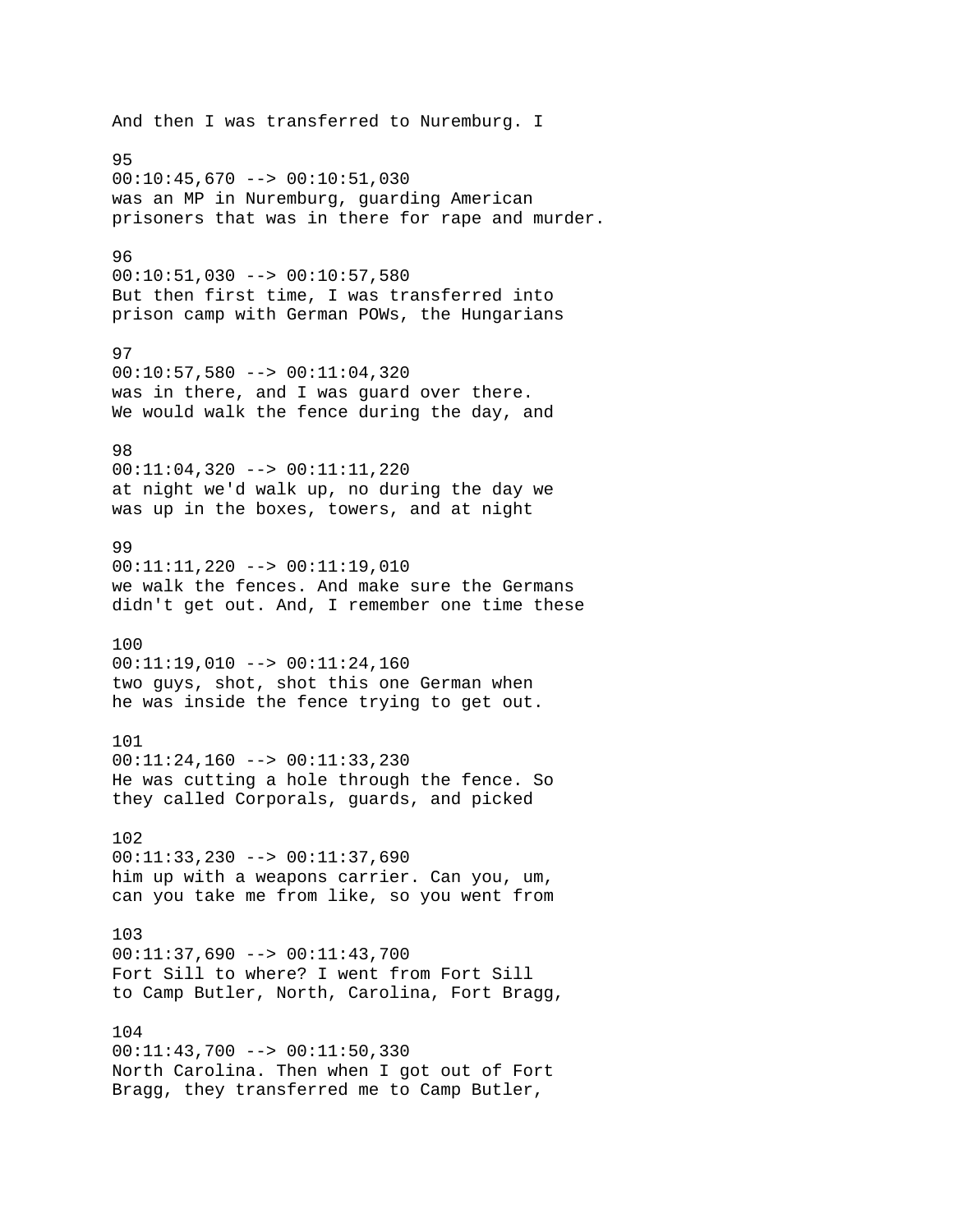And then I was transferred to Nuremburg. I

95
00:10:45,670 --> 00:10:51,030
was an MP in Nuremburg, guarding American
prisoners that was in there for rape and murder.

96
00:10:51,030 --> 00:10:57,580
But then first time, I was transferred into
prison camp with German POWs, the Hungarians

97
00:10:57,580 --> 00:11:04,320
was in there, and I was guard over there.
We would walk the fence during the day, and

98
00:11:04,320 --> 00:11:11,220
at night we'd walk up, no during the day we
was up in the boxes, towers, and at night

99
00:11:11,220 --> 00:11:19,010
we walk the fences. And make sure the Germans
didn't get out. And, I remember one time these

100
00:11:19,010 --> 00:11:24,160
two guys, shot, shot this one German when
he was inside the fence trying to get out.

101
00:11:24,160 --> 00:11:33,230
He was cutting a hole through the fence. So
they called Corporals, guards, and picked

102
00:11:33,230 --> 00:11:37,690
him up with a weapons carrier. Can you, um,
can you take me from like, so you went from

103
00:11:37,690 --> 00:11:43,700
Fort Sill to where? I went from Fort Sill
to Camp Butler, North, Carolina, Fort Bragg,

104
00:11:43,700 --> 00:11:50,330
North Carolina. Then when I got out of Fort
Bragg, they transferred me to Camp Butler,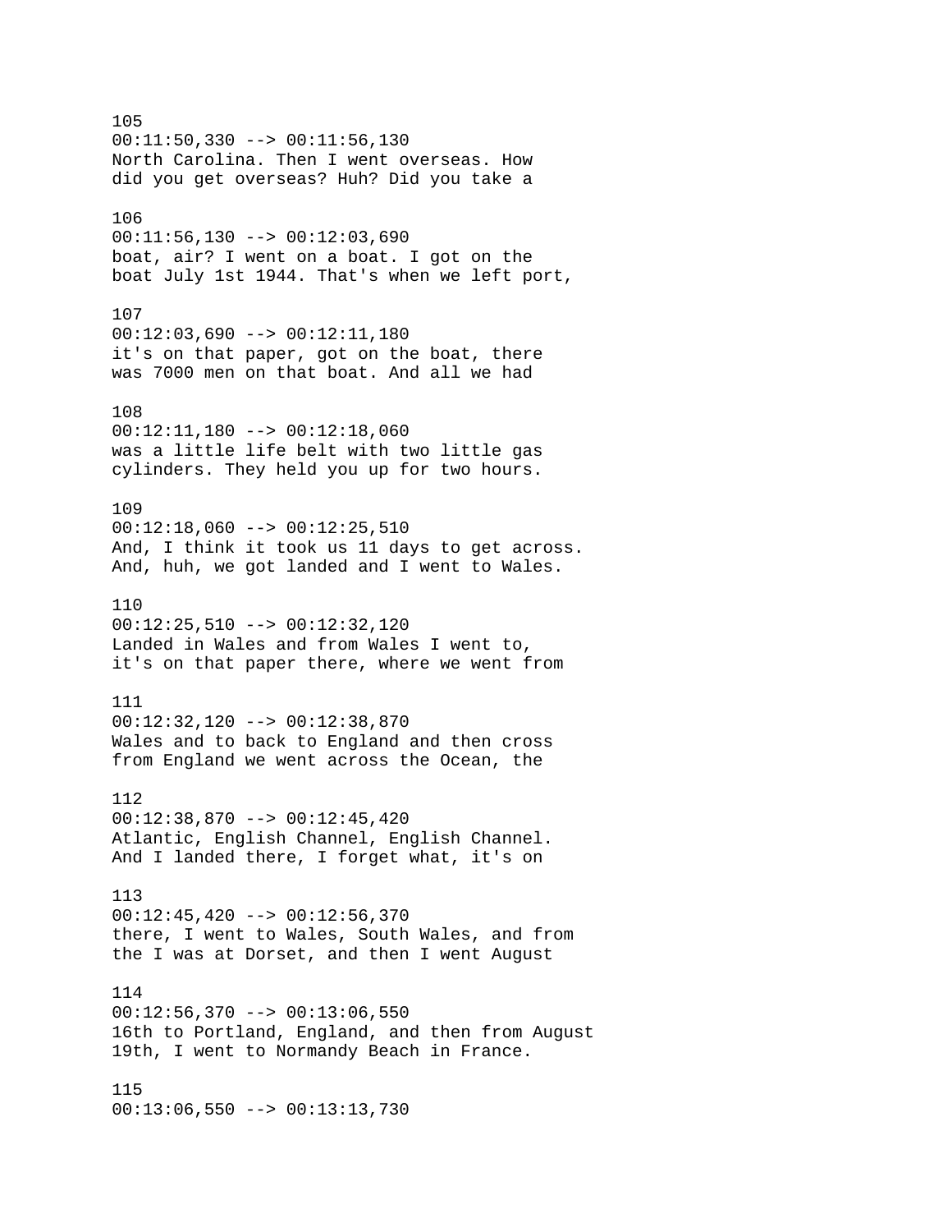105
00:11:50,330 --> 00:11:56,130
North Carolina. Then I went overseas. How
did you get overseas? Huh? Did you take a

106
00:11:56,130 --> 00:12:03,690
boat, air? I went on a boat. I got on the
boat July 1st 1944. That's when we left port,

107
00:12:03,690 --> 00:12:11,180
it's on that paper, got on the boat, there
was 7000 men on that boat. And all we had

108
00:12:11,180 --> 00:12:18,060
was a little life belt with two little gas
cylinders. They held you up for two hours.

109
00:12:18,060 --> 00:12:25,510
And, I think it took us 11 days to get across.
And, huh, we got landed and I went to Wales.

110
00:12:25,510 --> 00:12:32,120
Landed in Wales and from Wales I went to,
it's on that paper there, where we went from

111
00:12:32,120 --> 00:12:38,870
Wales and to back to England and then cross
from England we went across the Ocean, the

112
00:12:38,870 --> 00:12:45,420
Atlantic, English Channel, English Channel.
And I landed there, I forget what, it's on

113
00:12:45,420 --> 00:12:56,370
there, I went to Wales, South Wales, and from
the I was at Dorset, and then I went August

114
00:12:56,370 --> 00:13:06,550
16th to Portland, England, and then from August
19th, I went to Normandy Beach in France.

115
00:13:06,550 --> 00:13:13,730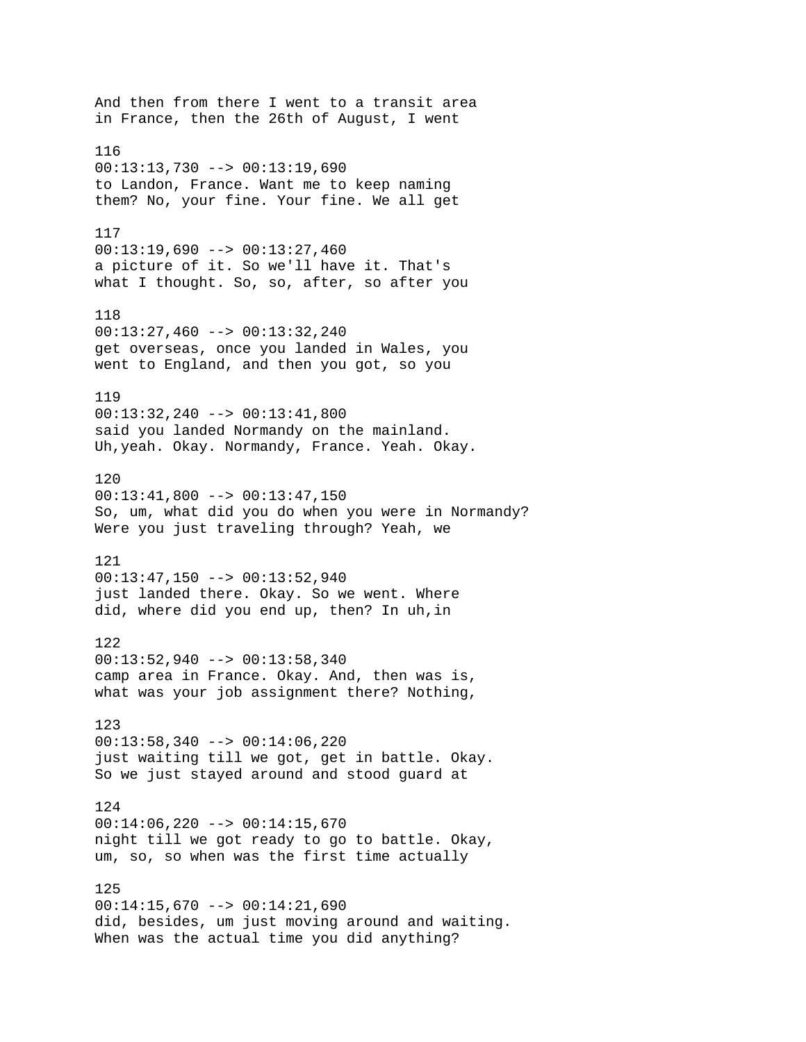And then from there I went to a transit area
in France, then the 26th of August, I went

116
00:13:13,730 --> 00:13:19,690
to Landon, France. Want me to keep naming
them? No, your fine. Your fine. We all get

117
00:13:19,690 --> 00:13:27,460
a picture of it. So we'll have it. That's
what I thought. So, so, after, so after you

118
00:13:27,460 --> 00:13:32,240
get overseas, once you landed in Wales, you
went to England, and then you got, so you

119
00:13:32,240 --> 00:13:41,800
said you landed Normandy on the mainland.
Uh,yeah. Okay. Normandy, France. Yeah. Okay.

120
00:13:41,800 --> 00:13:47,150
So, um, what did you do when you were in Normandy?
Were you just traveling through? Yeah, we

121
00:13:47,150 --> 00:13:52,940
just landed there. Okay. So we went. Where
did, where did you end up, then? In uh,in

122
00:13:52,940 --> 00:13:58,340
camp area in France. Okay. And, then was is,
what was your job assignment there? Nothing,

123
00:13:58,340 --> 00:14:06,220
just waiting till we got, get in battle. Okay.
So we just stayed around and stood guard at

124
00:14:06,220 --> 00:14:15,670
night till we got ready to go to battle. Okay,
um, so, so when was the first time actually

125
00:14:15,670 --> 00:14:21,690
did, besides, um just moving around and waiting.
When was the actual time you did anything?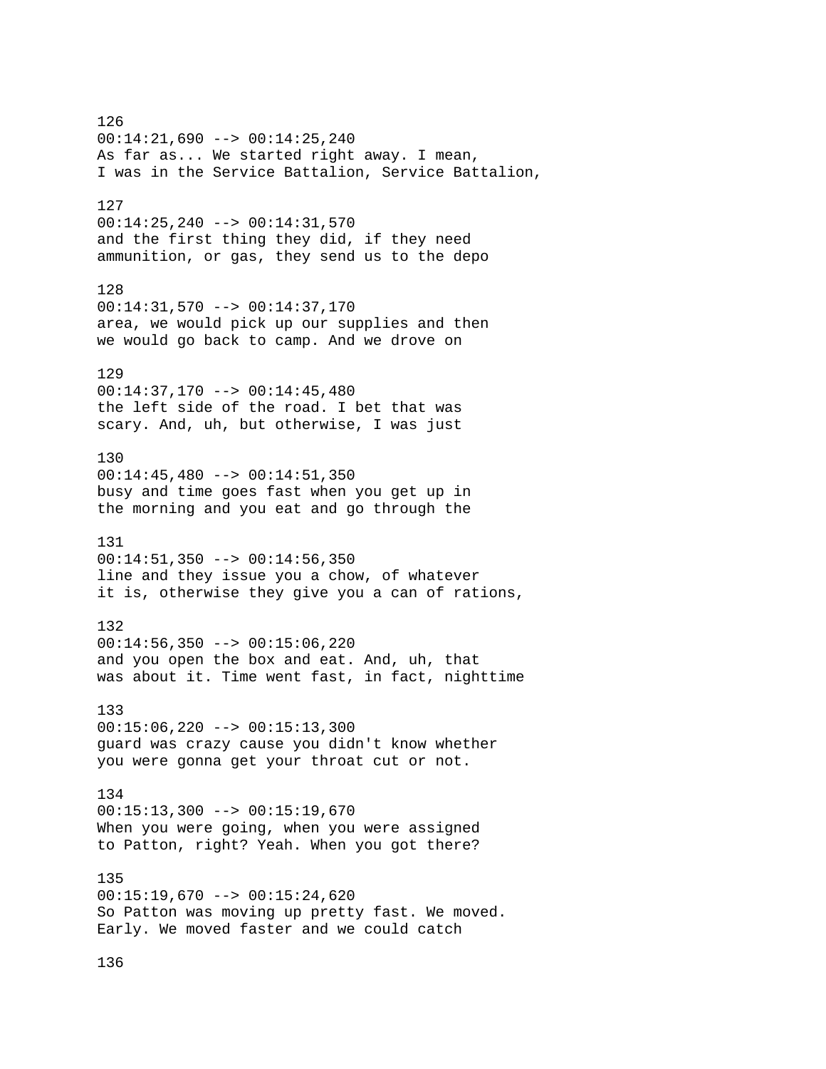126
00:14:21,690 --> 00:14:25,240
As far as... We started right away. I mean,
I was in the Service Battalion, Service Battalion,

127
00:14:25,240 --> 00:14:31,570
and the first thing they did, if they need
ammunition, or gas, they send us to the depo

128
00:14:31,570 --> 00:14:37,170
area, we would pick up our supplies and then
we would go back to camp. And we drove on

129
00:14:37,170 --> 00:14:45,480
the left side of the road. I bet that was
scary. And, uh, but otherwise, I was just

130
00:14:45,480 --> 00:14:51,350
busy and time goes fast when you get up in
the morning and you eat and go through the

131
00:14:51,350 --> 00:14:56,350
line and they issue you a chow, of whatever
it is, otherwise they give you a can of rations,

132
00:14:56,350 --> 00:15:06,220
and you open the box and eat. And, uh, that
was about it. Time went fast, in fact, nighttime

133
00:15:06,220 --> 00:15:13,300
guard was crazy cause you didn't know whether
you were gonna get your throat cut or not.

134
00:15:13,300 --> 00:15:19,670
When you were going, when you were assigned
to Patton, right? Yeah. When you got there?

135
00:15:19,670 --> 00:15:24,620
So Patton was moving up pretty fast. We moved.
Early. We moved faster and we could catch

136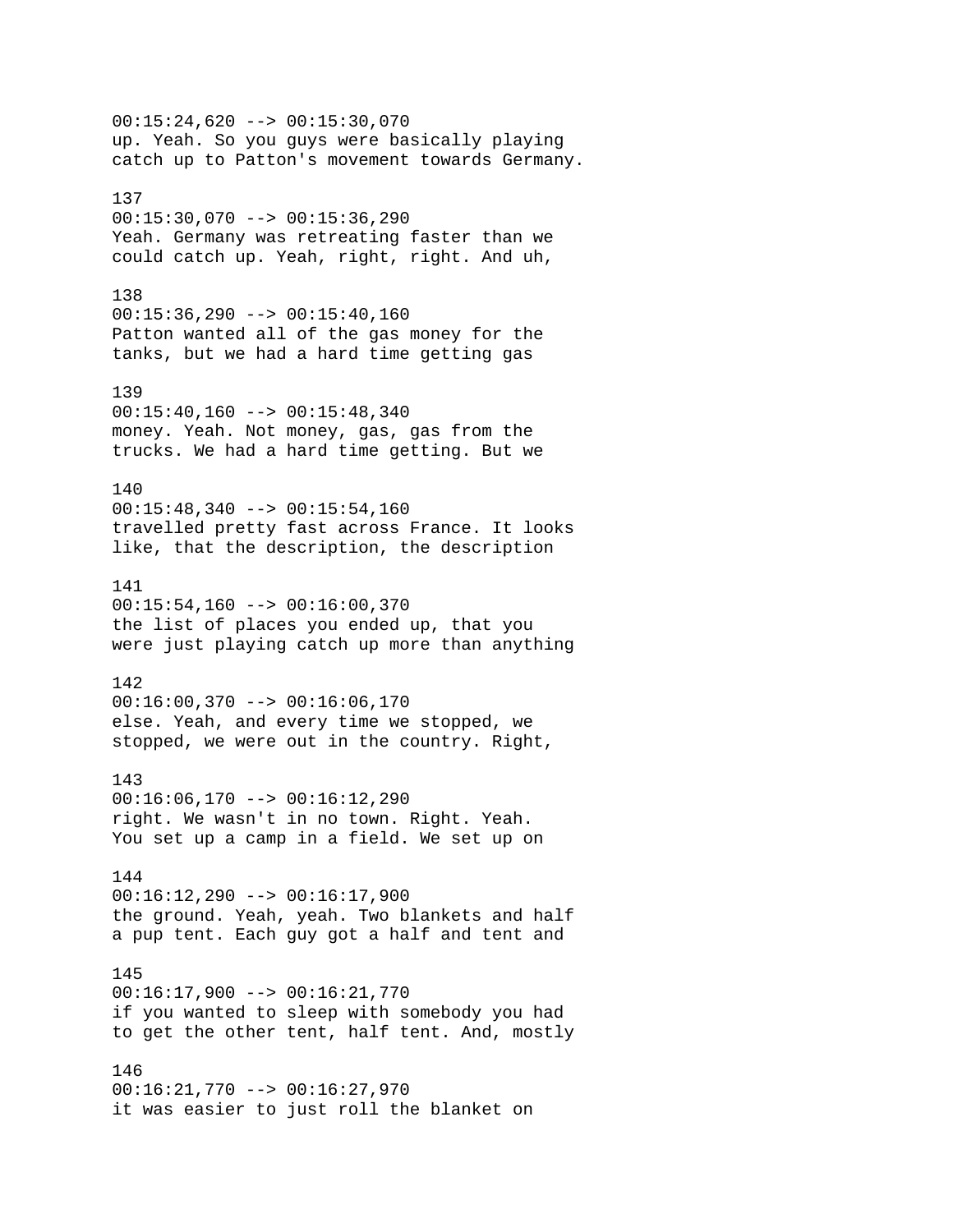00:15:24,620 --> 00:15:30,070
up. Yeah. So you guys were basically playing catch up to Patton's movement towards Germany.

137
00:15:30,070 --> 00:15:36,290
Yeah. Germany was retreating faster than we could catch up. Yeah, right, right. And uh,

138
00:15:36,290 --> 00:15:40,160
Patton wanted all of the gas money for the tanks, but we had a hard time getting gas

139
00:15:40,160 --> 00:15:48,340
money. Yeah. Not money, gas, gas from the trucks. We had a hard time getting. But we

140
00:15:48,340 --> 00:15:54,160
travelled pretty fast across France. It looks like, that the description, the description

141
00:15:54,160 --> 00:16:00,370
the list of places you ended up, that you were just playing catch up more than anything

142
00:16:00,370 --> 00:16:06,170
else. Yeah, and every time we stopped, we stopped, we were out in the country. Right,

143
00:16:06,170 --> 00:16:12,290
right. We wasn't in no town. Right. Yeah. You set up a camp in a field. We set up on

144
00:16:12,290 --> 00:16:17,900
the ground. Yeah, yeah. Two blankets and half a pup tent. Each guy got a half and tent and

145
00:16:17,900 --> 00:16:21,770
if you wanted to sleep with somebody you had to get the other tent, half tent. And, mostly

146
00:16:21,770 --> 00:16:27,970
it was easier to just roll the blanket on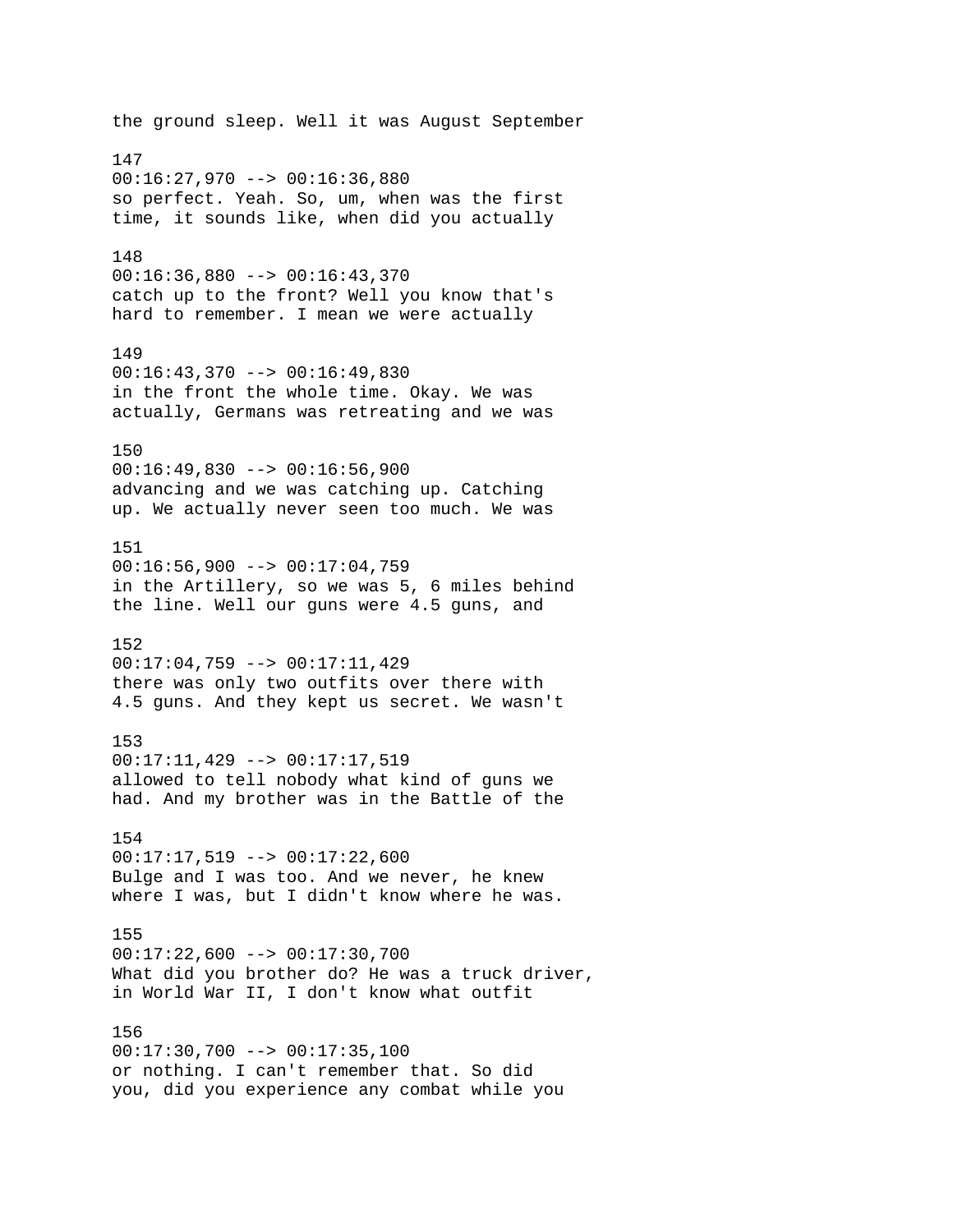the ground sleep. Well it was August September

147
00:16:27,970 --> 00:16:36,880
so perfect. Yeah. So, um, when was the first
time, it sounds like, when did you actually

148
00:16:36,880 --> 00:16:43,370
catch up to the front? Well you know that's
hard to remember. I mean we were actually

149
00:16:43,370 --> 00:16:49,830
in the front the whole time. Okay. We was
actually, Germans was retreating and we was

150
00:16:49,830 --> 00:16:56,900
advancing and we was catching up. Catching
up. We actually never seen too much. We was

151
00:16:56,900 --> 00:17:04,759
in the Artillery, so we was 5, 6 miles behind
the line. Well our guns were 4.5 guns, and

152
00:17:04,759 --> 00:17:11,429
there was only two outfits over there with
4.5 guns. And they kept us secret. We wasn't

153
00:17:11,429 --> 00:17:17,519
allowed to tell nobody what kind of guns we
had. And my brother was in the Battle of the

154
00:17:17,519 --> 00:17:22,600
Bulge and I was too. And we never, he knew
where I was, but I didn't know where he was.

155
00:17:22,600 --> 00:17:30,700
What did you brother do? He was a truck driver,
in World War II, I don't know what outfit

156
00:17:30,700 --> 00:17:35,100
or nothing. I can't remember that. So did
you, did you experience any combat while you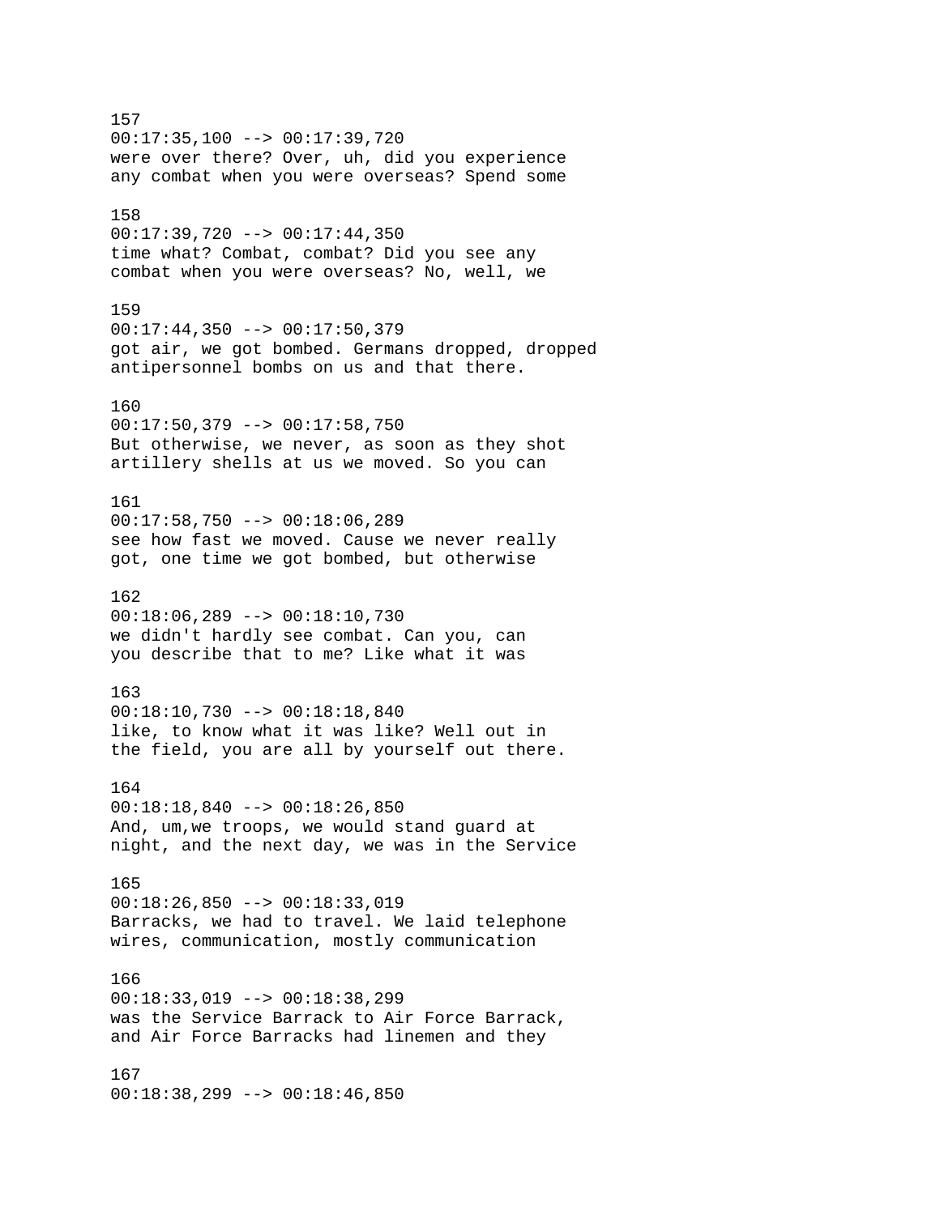157
00:17:35,100 --> 00:17:39,720
were over there? Over, uh, did you experience
any combat when you were overseas? Spend some

158
00:17:39,720 --> 00:17:44,350
time what? Combat, combat? Did you see any
combat when you were overseas? No, well, we

159
00:17:44,350 --> 00:17:50,379
got air, we got bombed. Germans dropped, dropped
antipersonnel bombs on us and that there.

160
00:17:50,379 --> 00:17:58,750
But otherwise, we never, as soon as they shot
artillery shells at us we moved. So you can

161
00:17:58,750 --> 00:18:06,289
see how fast we moved. Cause we never really
got, one time we got bombed, but otherwise

162
00:18:06,289 --> 00:18:10,730
we didn't hardly see combat. Can you, can
you describe that to me? Like what it was

163
00:18:10,730 --> 00:18:18,840
like, to know what it was like? Well out in
the field, you are all by yourself out there.

164
00:18:18,840 --> 00:18:26,850
And, um,we troops, we would stand guard at
night, and the next day, we was in the Service

165
00:18:26,850 --> 00:18:33,019
Barracks, we had to travel. We laid telephone
wires, communication, mostly communication

166
00:18:33,019 --> 00:18:38,299
was the Service Barrack to Air Force Barrack,
and Air Force Barracks had linemen and they

167
00:18:38,299 --> 00:18:46,850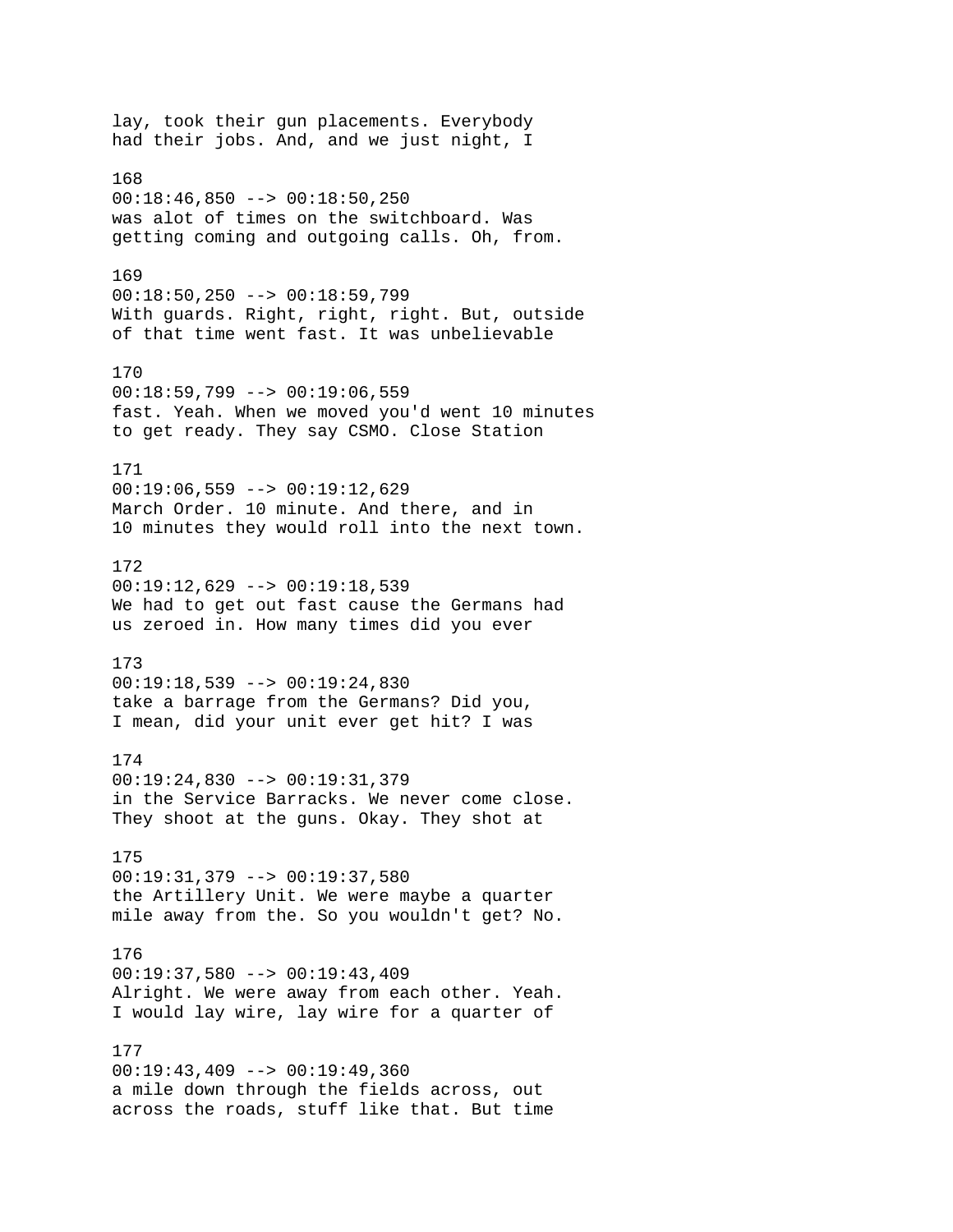lay, took their gun placements. Everybody had their jobs. And, and we just night, I

168
00:18:46,850 --> 00:18:50,250
was alot of times on the switchboard. Was getting coming and outgoing calls. Oh, from.

169
00:18:50,250 --> 00:18:59,799
With guards. Right, right, right. But, outside of that time went fast. It was unbelievable

170
00:18:59,799 --> 00:19:06,559
fast. Yeah. When we moved you'd went 10 minutes to get ready. They say CSMO. Close Station

171
00:19:06,559 --> 00:19:12,629
March Order. 10 minute. And there, and in 10 minutes they would roll into the next town.

172
00:19:12,629 --> 00:19:18,539
We had to get out fast cause the Germans had us zeroed in. How many times did you ever

173
00:19:18,539 --> 00:19:24,830
take a barrage from the Germans? Did you, I mean, did your unit ever get hit? I was

174
00:19:24,830 --> 00:19:31,379
in the Service Barracks. We never come close. They shoot at the guns. Okay. They shot at

175
00:19:31,379 --> 00:19:37,580
the Artillery Unit. We were maybe a quarter mile away from the. So you wouldn't get? No.

176
00:19:37,580 --> 00:19:43,409
Alright. We were away from each other. Yeah. I would lay wire, lay wire for a quarter of

177
00:19:43,409 --> 00:19:49,360
a mile down through the fields across, out across the roads, stuff like that. But time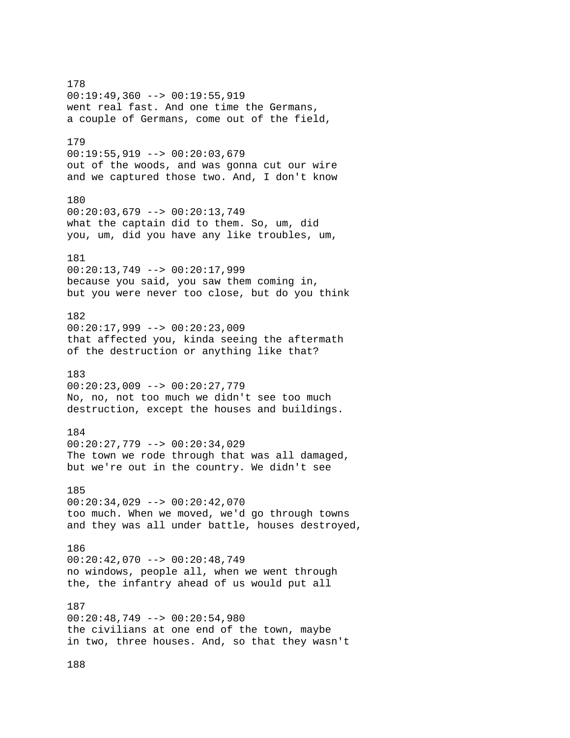178
00:19:49,360 --> 00:19:55,919
went real fast. And one time the Germans,
a couple of Germans, come out of the field,

179
00:19:55,919 --> 00:20:03,679
out of the woods, and was gonna cut our wire
and we captured those two. And, I don't know

180
00:20:03,679 --> 00:20:13,749
what the captain did to them. So, um, did
you, um, did you have any like troubles, um,

181
00:20:13,749 --> 00:20:17,999
because you said, you saw them coming in,
but you were never too close, but do you think

182
00:20:17,999 --> 00:20:23,009
that affected you, kinda seeing the aftermath
of the destruction or anything like that?

183
00:20:23,009 --> 00:20:27,779
No, no, not too much we didn't see too much
destruction, except the houses and buildings.

184
00:20:27,779 --> 00:20:34,029
The town we rode through that was all damaged,
but we're out in the country. We didn't see

185
00:20:34,029 --> 00:20:42,070
too much. When we moved, we'd go through towns
and they was all under battle, houses destroyed,

186
00:20:42,070 --> 00:20:48,749
no windows, people all, when we went through
the, the infantry ahead of us would put all

187
00:20:48,749 --> 00:20:54,980
the civilians at one end of the town, maybe
in two, three houses. And, so that they wasn't

188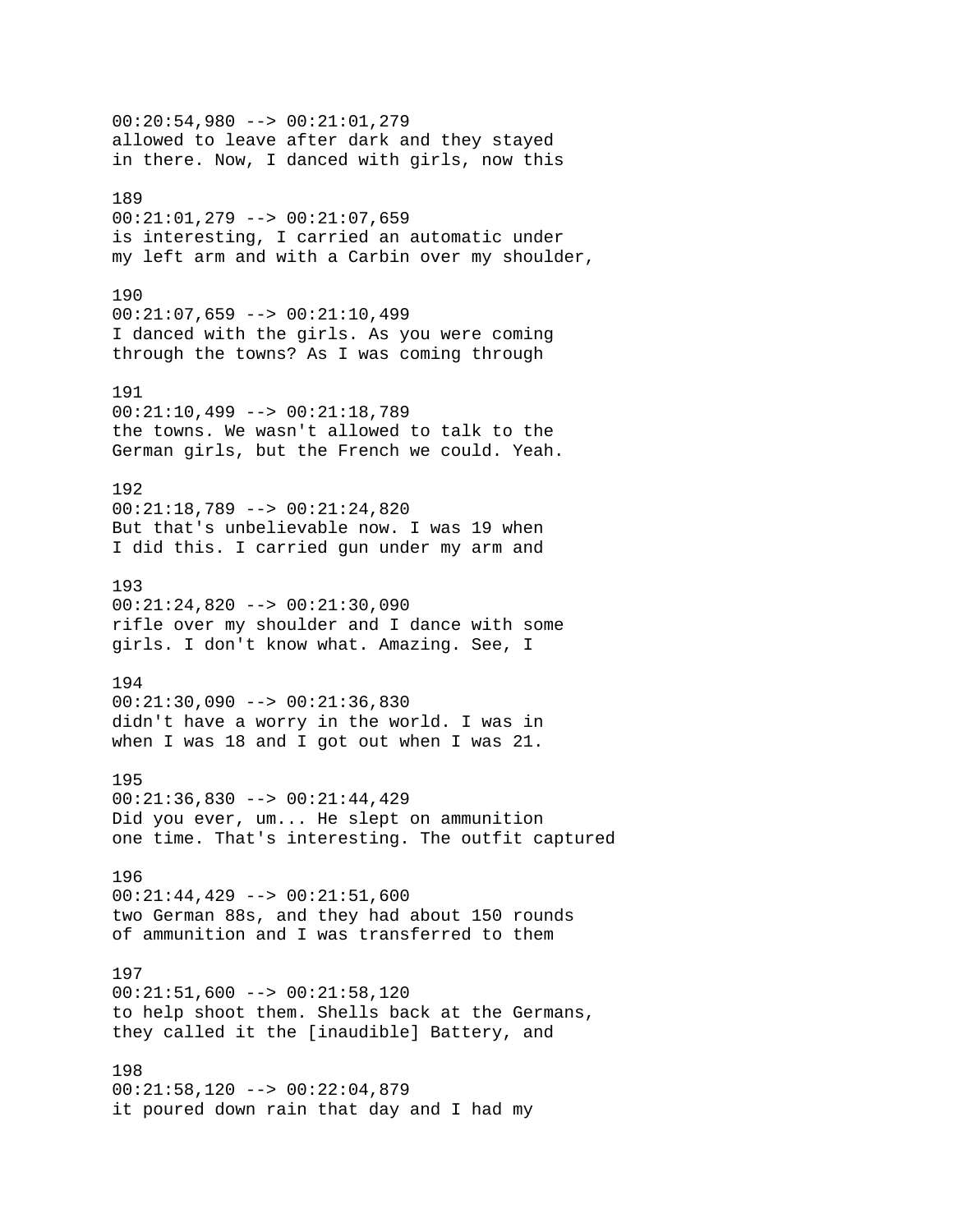00:20:54,980 --> 00:21:01,279
allowed to leave after dark and they stayed
in there. Now, I danced with girls, now this

189
00:21:01,279 --> 00:21:07,659
is interesting, I carried an automatic under
my left arm and with a Carbin over my shoulder,

190
00:21:07,659 --> 00:21:10,499
I danced with the girls. As you were coming
through the towns? As I was coming through

191
00:21:10,499 --> 00:21:18,789
the towns. We wasn't allowed to talk to the
German girls, but the French we could. Yeah.

192
00:21:18,789 --> 00:21:24,820
But that's unbelievable now. I was 19 when
I did this. I carried gun under my arm and

193
00:21:24,820 --> 00:21:30,090
rifle over my shoulder and I dance with some
girls. I don't know what. Amazing. See, I

194
00:21:30,090 --> 00:21:36,830
didn't have a worry in the world. I was in
when I was 18 and I got out when I was 21.

195
00:21:36,830 --> 00:21:44,429
Did you ever, um... He slept on ammunition
one time. That's interesting. The outfit captured

196
00:21:44,429 --> 00:21:51,600
two German 88s, and they had about 150 rounds
of ammunition and I was transferred to them

197
00:21:51,600 --> 00:21:58,120
to help shoot them. Shells back at the Germans,
they called it the [inaudible] Battery, and

198
00:21:58,120 --> 00:22:04,879
it poured down rain that day and I had my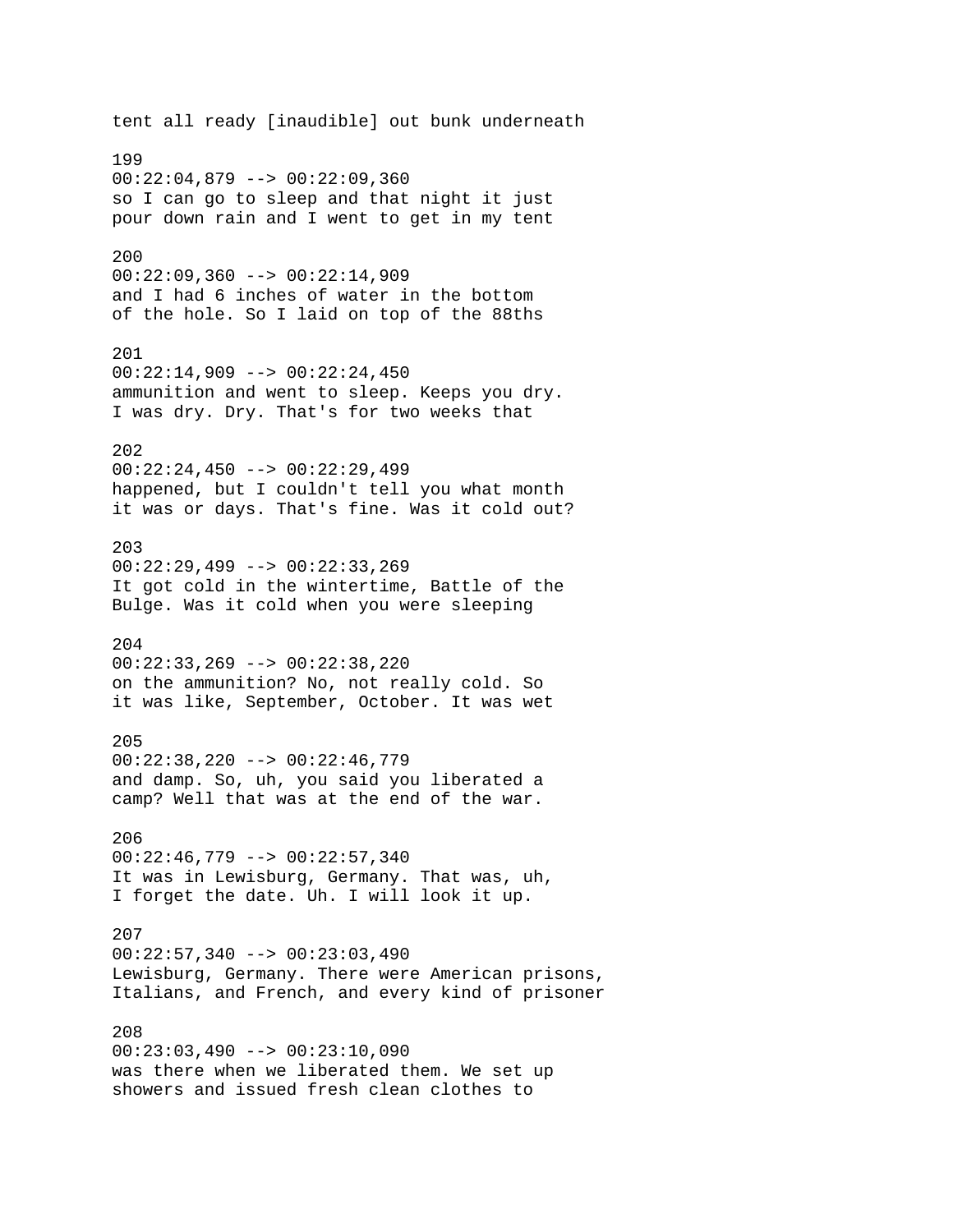tent all ready [inaudible] out bunk underneath

199
00:22:04,879 --> 00:22:09,360
so I can go to sleep and that night it just
pour down rain and I went to get in my tent

200
00:22:09,360 --> 00:22:14,909
and I had 6 inches of water in the bottom
of the hole. So I laid on top of the 88ths

201
00:22:14,909 --> 00:22:24,450
ammunition and went to sleep. Keeps you dry.
I was dry. Dry. That's for two weeks that

202
00:22:24,450 --> 00:22:29,499
happened, but I couldn't tell you what month
it was or days. That's fine. Was it cold out?

203
00:22:29,499 --> 00:22:33,269
It got cold in the wintertime, Battle of the
Bulge. Was it cold when you were sleeping

204
00:22:33,269 --> 00:22:38,220
on the ammunition? No, not really cold. So
it was like, September, October. It was wet

205
00:22:38,220 --> 00:22:46,779
and damp. So, uh, you said you liberated a
camp? Well that was at the end of the war.

206
00:22:46,779 --> 00:22:57,340
It was in Lewisburg, Germany. That was, uh,
I forget the date. Uh. I will look it up.

207
00:22:57,340 --> 00:23:03,490
Lewisburg, Germany. There were American prisons,
Italians, and French, and every kind of prisoner

208
00:23:03,490 --> 00:23:10,090
was there when we liberated them. We set up
showers and issued fresh clean clothes to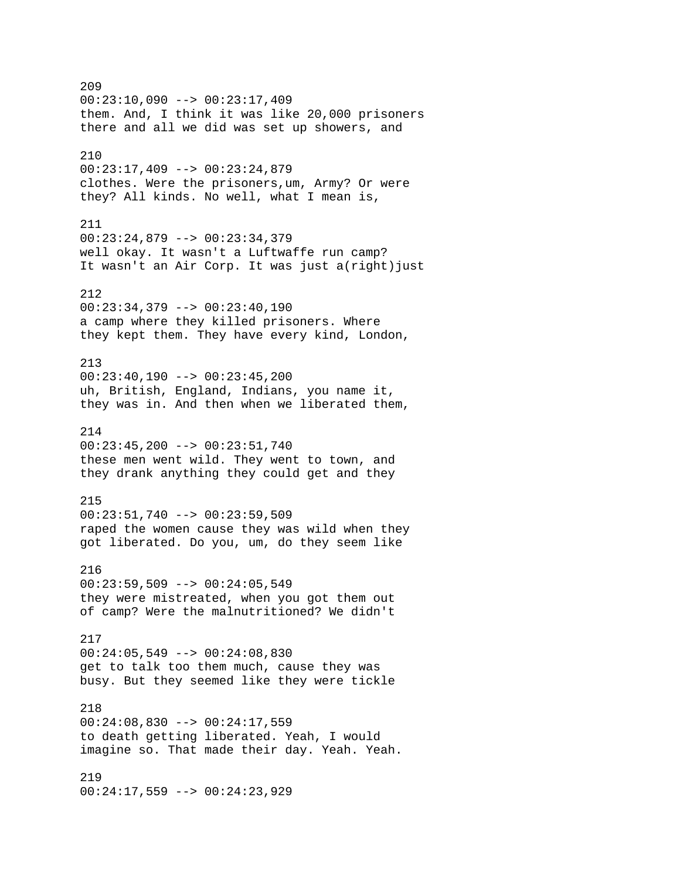209
00:23:10,090 --> 00:23:17,409
them. And, I think it was like 20,000 prisoners
there and all we did was set up showers, and

210
00:23:17,409 --> 00:23:24,879
clothes. Were the prisoners,um, Army? Or were
they? All kinds. No well, what I mean is,

211
00:23:24,879 --> 00:23:34,379
well okay. It wasn't a Luftwaffe run camp?
It wasn't an Air Corp. It was just a(right)just

212
00:23:34,379 --> 00:23:40,190
a camp where they killed prisoners. Where
they kept them. They have every kind, London,

213
00:23:40,190 --> 00:23:45,200
uh, British, England, Indians, you name it,
they was in. And then when we liberated them,

214
00:23:45,200 --> 00:23:51,740
these men went wild. They went to town, and
they drank anything they could get and they

215
00:23:51,740 --> 00:23:59,509
raped the women cause they was wild when they
got liberated. Do you, um, do they seem like

216
00:23:59,509 --> 00:24:05,549
they were mistreated, when you got them out
of camp? Were the malnutritioned? We didn't

217
00:24:05,549 --> 00:24:08,830
get to talk too them much, cause they was
busy. But they seemed like they were tickle

218
00:24:08,830 --> 00:24:17,559
to death getting liberated. Yeah, I would
imagine so. That made their day. Yeah. Yeah.

219
00:24:17,559 --> 00:24:23,929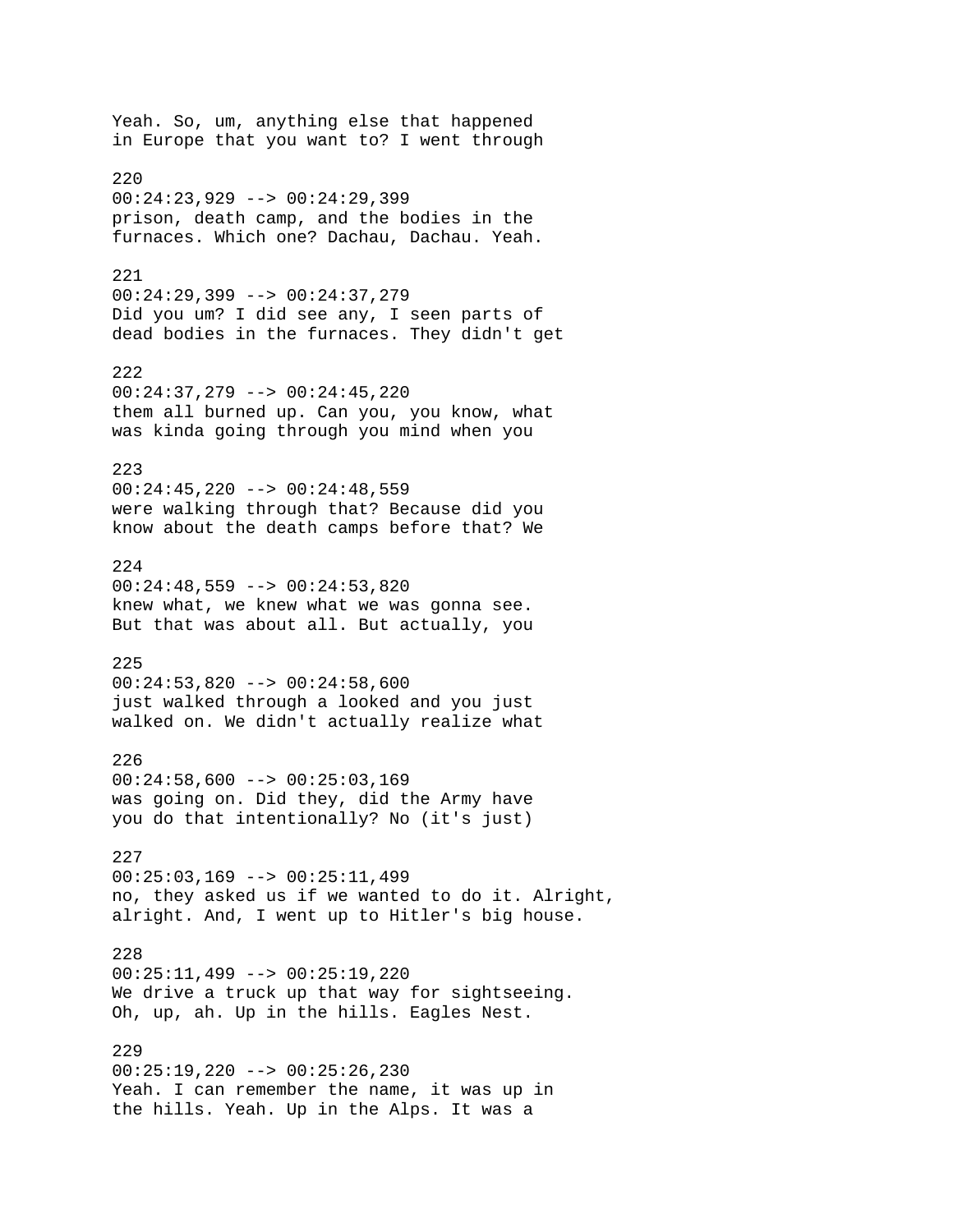Yeah. So, um, anything else that happened
in Europe that you want to? I went through

220
00:24:23,929 --> 00:24:29,399
prison, death camp, and the bodies in the
furnaces. Which one? Dachau, Dachau. Yeah.

221
00:24:29,399 --> 00:24:37,279
Did you um? I did see any, I seen parts of
dead bodies in the furnaces. They didn't get

222
00:24:37,279 --> 00:24:45,220
them all burned up. Can you, you know, what
was kinda going through you mind when you

223
00:24:45,220 --> 00:24:48,559
were walking through that? Because did you
know about the death camps before that? We

224
00:24:48,559 --> 00:24:53,820
knew what, we knew what we was gonna see.
But that was about all. But actually, you

225
00:24:53,820 --> 00:24:58,600
just walked through a looked and you just
walked on. We didn't actually realize what

226
00:24:58,600 --> 00:25:03,169
was going on. Did they, did the Army have
you do that intentionally? No (it's just)

227
00:25:03,169 --> 00:25:11,499
no, they asked us if we wanted to do it. Alright,
alright. And, I went up to Hitler's big house.

228
00:25:11,499 --> 00:25:19,220
We drive a truck up that way for sightseeing.
Oh, up, ah. Up in the hills. Eagles Nest.

229
00:25:19,220 --> 00:25:26,230
Yeah. I can remember the name, it was up in
the hills. Yeah. Up in the Alps. It was a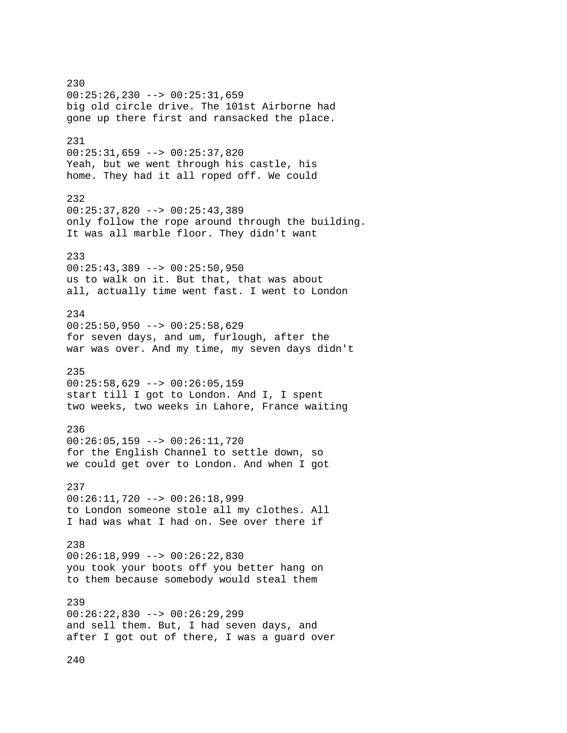230
00:25:26,230 --> 00:25:31,659
big old circle drive. The 101st Airborne had
gone up there first and ransacked the place.

231
00:25:31,659 --> 00:25:37,820
Yeah, but we went through his castle, his
home. They had it all roped off. We could

232
00:25:37,820 --> 00:25:43,389
only follow the rope around through the building.
It was all marble floor. They didn't want

233
00:25:43,389 --> 00:25:50,950
us to walk on it. But that, that was about
all, actually time went fast. I went to London

234
00:25:50,950 --> 00:25:58,629
for seven days, and um, furlough, after the
war was over. And my time, my seven days didn't

235
00:25:58,629 --> 00:26:05,159
start till I got to London. And I, I spent
two weeks, two weeks in Lahore, France waiting

236
00:26:05,159 --> 00:26:11,720
for the English Channel to settle down, so
we could get over to London. And when I got

237
00:26:11,720 --> 00:26:18,999
to London someone stole all my clothes. All
I had was what I had on. See over there if

238
00:26:18,999 --> 00:26:22,830
you took your boots off you better hang on
to them because somebody would steal them

239
00:26:22,830 --> 00:26:29,299
and sell them. But, I had seven days, and
after I got out of there, I was a guard over

240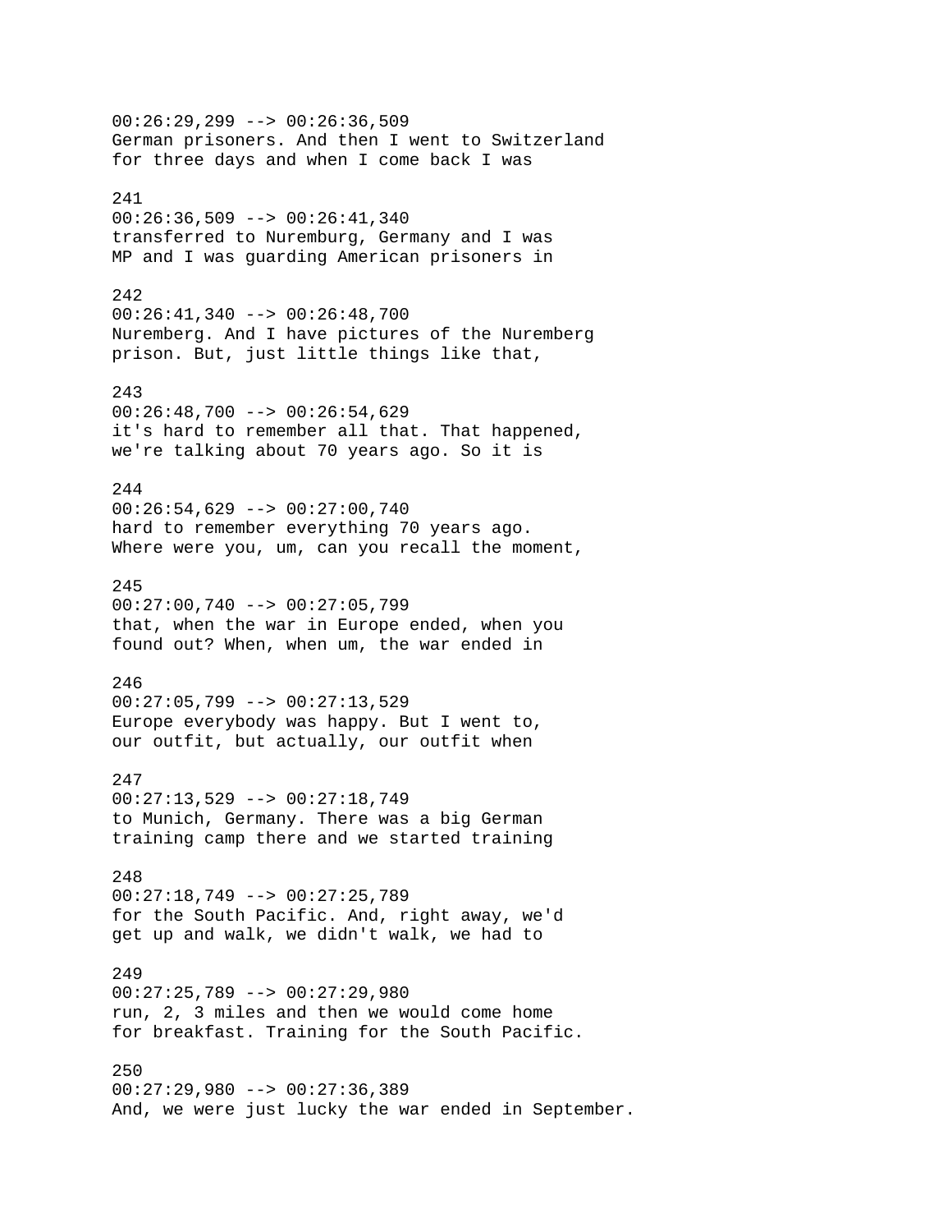00:26:29,299 --> 00:26:36,509
German prisoners. And then I went to Switzerland
for three days and when I come back I was

241
00:26:36,509 --> 00:26:41,340
transferred to Nuremburg, Germany and I was
MP and I was guarding American prisoners in

242
00:26:41,340 --> 00:26:48,700
Nuremberg. And I have pictures of the Nuremberg
prison. But, just little things like that,

243
00:26:48,700 --> 00:26:54,629
it's hard to remember all that. That happened,
we're talking about 70 years ago. So it is

244
00:26:54,629 --> 00:27:00,740
hard to remember everything 70 years ago.
Where were you, um, can you recall the moment,

245
00:27:00,740 --> 00:27:05,799
that, when the war in Europe ended, when you
found out? When, when um, the war ended in

246
00:27:05,799 --> 00:27:13,529
Europe everybody was happy. But I went to,
our outfit, but actually, our outfit when

247
00:27:13,529 --> 00:27:18,749
to Munich, Germany. There was a big German
training camp there and we started training

248
00:27:18,749 --> 00:27:25,789
for the South Pacific. And, right away, we'd
get up and walk, we didn't walk, we had to

249
00:27:25,789 --> 00:27:29,980
run, 2, 3 miles and then we would come home
for breakfast. Training for the South Pacific.

250
00:27:29,980 --> 00:27:36,389
And, we were just lucky the war ended in September.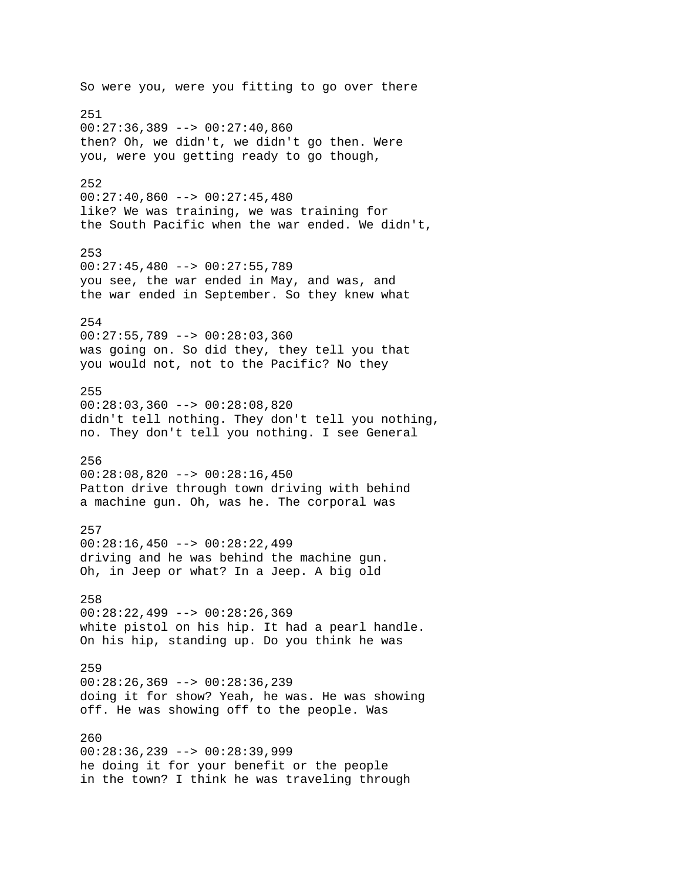So were you, were you fitting to go over there

251
00:27:36,389 --> 00:27:40,860
then? Oh, we didn't, we didn't go then. Were
you, were you getting ready to go though,

252
00:27:40,860 --> 00:27:45,480
like? We was training, we was training for
the South Pacific when the war ended. We didn't,

253
00:27:45,480 --> 00:27:55,789
you see, the war ended in May, and was, and
the war ended in September. So they knew what

254
00:27:55,789 --> 00:28:03,360
was going on. So did they, they tell you that
you would not, not to the Pacific? No they

255
00:28:03,360 --> 00:28:08,820
didn't tell nothing. They don't tell you nothing,
no. They don't tell you nothing. I see General

256
00:28:08,820 --> 00:28:16,450
Patton drive through town driving with behind
a machine gun. Oh, was he. The corporal was

257
00:28:16,450 --> 00:28:22,499
driving and he was behind the machine gun.
Oh, in Jeep or what? In a Jeep. A big old

258
00:28:22,499 --> 00:28:26,369
white pistol on his hip. It had a pearl handle.
On his hip, standing up. Do you think he was

259
00:28:26,369 --> 00:28:36,239
doing it for show? Yeah, he was. He was showing
off. He was showing off to the people. Was

260
00:28:36,239 --> 00:28:39,999
he doing it for your benefit or the people
in the town? I think he was traveling through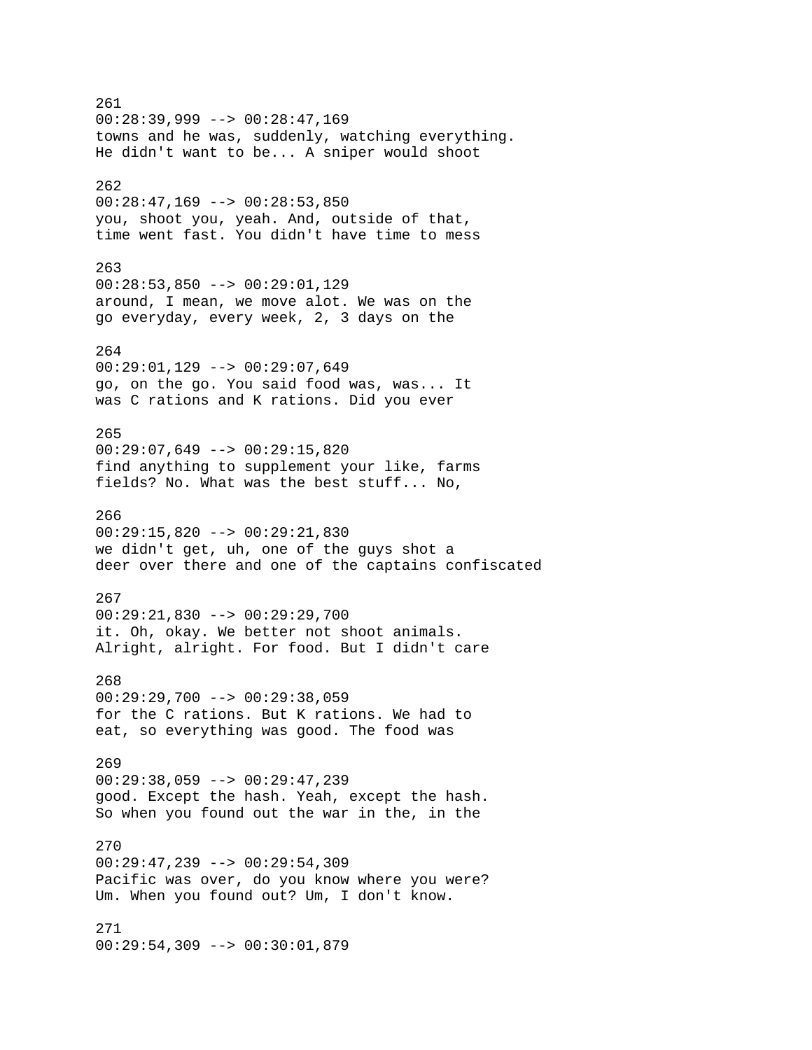261
00:28:39,999 --> 00:28:47,169
towns and he was, suddenly, watching everything.
He didn't want to be... A sniper would shoot

262
00:28:47,169 --> 00:28:53,850
you, shoot you, yeah. And, outside of that,
time went fast. You didn't have time to mess

263
00:28:53,850 --> 00:29:01,129
around, I mean, we move alot. We was on the
go everyday, every week, 2, 3 days on the

264
00:29:01,129 --> 00:29:07,649
go, on the go. You said food was, was... It
was C rations and K rations. Did you ever

265
00:29:07,649 --> 00:29:15,820
find anything to supplement your like, farms
fields? No. What was the best stuff... No,

266
00:29:15,820 --> 00:29:21,830
we didn't get, uh, one of the guys shot a
deer over there and one of the captains confiscated

267
00:29:21,830 --> 00:29:29,700
it. Oh, okay. We better not shoot animals.
Alright, alright. For food. But I didn't care

268
00:29:29,700 --> 00:29:38,059
for the C rations. But K rations. We had to
eat, so everything was good. The food was

269
00:29:38,059 --> 00:29:47,239
good. Except the hash. Yeah, except the hash.
So when you found out the war in the, in the

270
00:29:47,239 --> 00:29:54,309
Pacific was over, do you know where you were?
Um. When you found out? Um, I don't know.

271
00:29:54,309 --> 00:30:01,879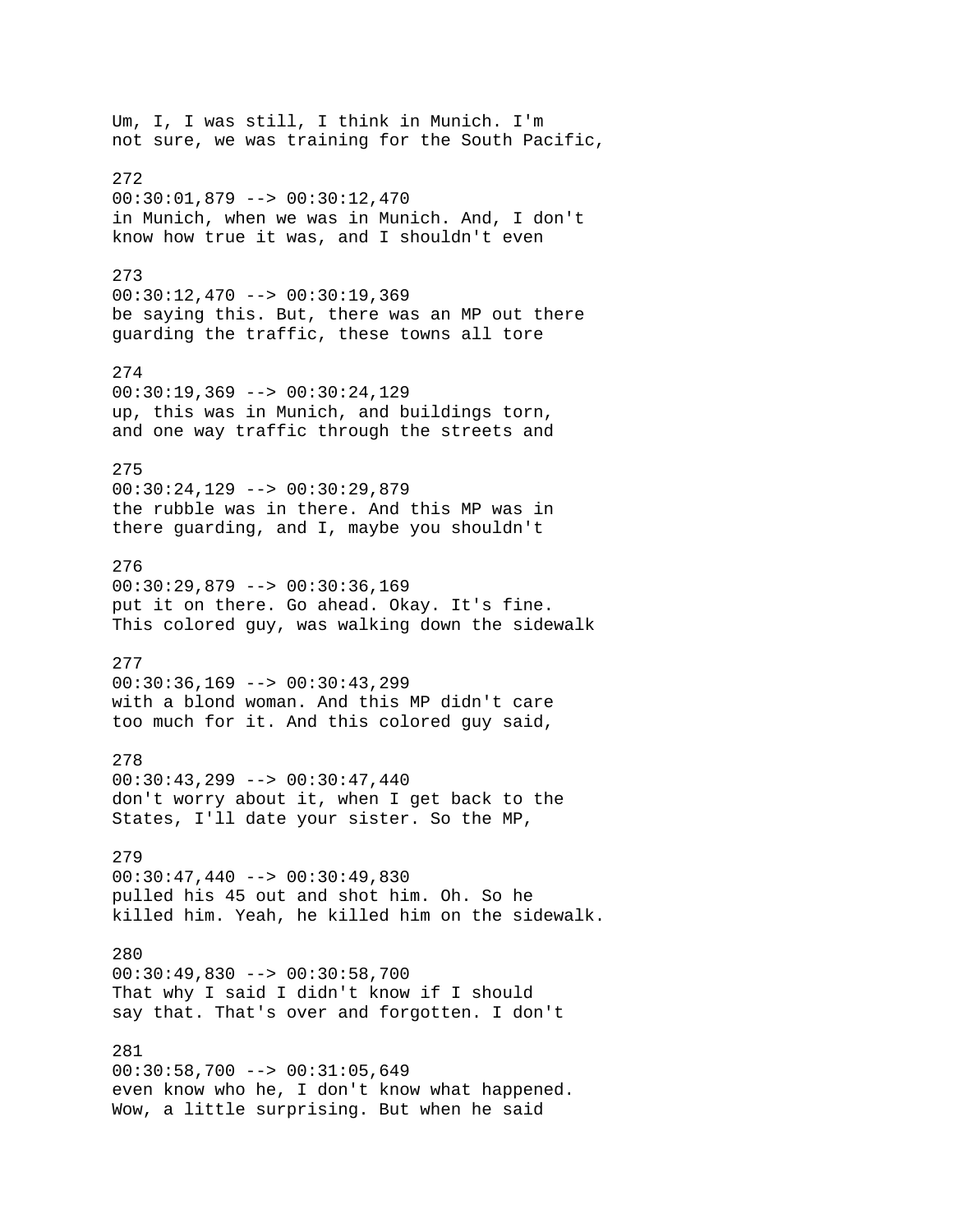Um, I, I was still, I think in Munich. I'm not sure, we was training for the South Pacific,

272
00:30:01,879 --> 00:30:12,470
in Munich, when we was in Munich. And, I don't know how true it was, and I shouldn't even

273
00:30:12,470 --> 00:30:19,369
be saying this. But, there was an MP out there guarding the traffic, these towns all tore

274
00:30:19,369 --> 00:30:24,129
up, this was in Munich, and buildings torn, and one way traffic through the streets and

275
00:30:24,129 --> 00:30:29,879
the rubble was in there. And this MP was in there guarding, and I, maybe you shouldn't

276
00:30:29,879 --> 00:30:36,169
put it on there. Go ahead. Okay. It's fine. This colored guy, was walking down the sidewalk

277
00:30:36,169 --> 00:30:43,299
with a blond woman. And this MP didn't care too much for it. And this colored guy said,

278
00:30:43,299 --> 00:30:47,440
don't worry about it, when I get back to the States, I'll date your sister. So the MP,

279
00:30:47,440 --> 00:30:49,830
pulled his 45 out and shot him. Oh. So he killed him. Yeah, he killed him on the sidewalk.

280
00:30:49,830 --> 00:30:58,700
That why I said I didn't know if I should say that. That's over and forgotten. I don't

281
00:30:58,700 --> 00:31:05,649
even know who he, I don't know what happened. Wow, a little surprising. But when he said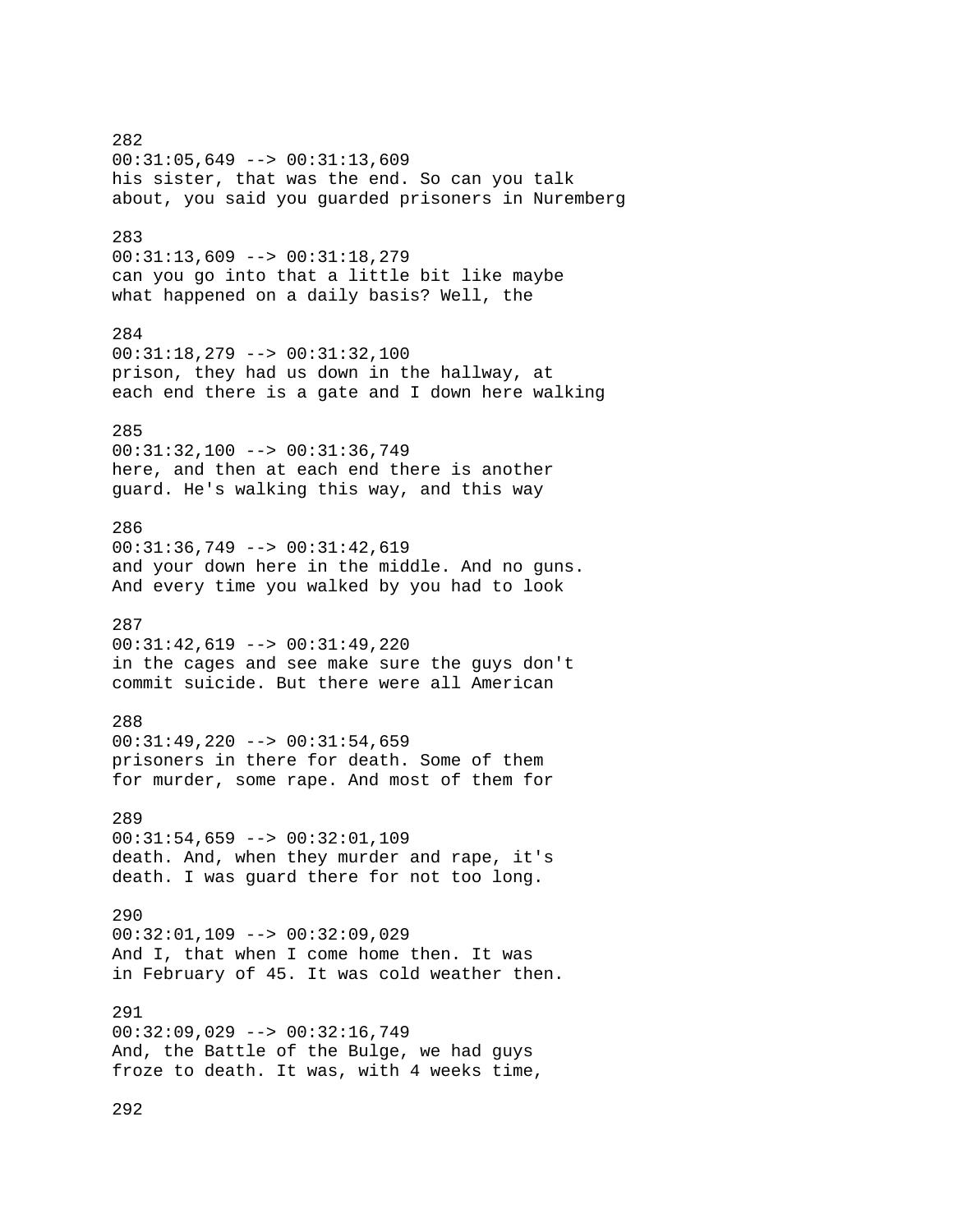282
00:31:05,649 --> 00:31:13,609
his sister, that was the end. So can you talk
about, you said you guarded prisoners in Nuremberg

283
00:31:13,609 --> 00:31:18,279
can you go into that a little bit like maybe
what happened on a daily basis? Well, the

284
00:31:18,279 --> 00:31:32,100
prison, they had us down in the hallway, at
each end there is a gate and I down here walking

285
00:31:32,100 --> 00:31:36,749
here, and then at each end there is another
guard. He's walking this way, and this way

286
00:31:36,749 --> 00:31:42,619
and your down here in the middle. And no guns.
And every time you walked by you had to look

287
00:31:42,619 --> 00:31:49,220
in the cages and see make sure the guys don't
commit suicide. But there were all American

288
00:31:49,220 --> 00:31:54,659
prisoners in there for death. Some of them
for murder, some rape. And most of them for

289
00:31:54,659 --> 00:32:01,109
death. And, when they murder and rape, it's
death. I was guard there for not too long.

290
00:32:01,109 --> 00:32:09,029
And I, that when I come home then. It was
in February of 45. It was cold weather then.

291
00:32:09,029 --> 00:32:16,749
And, the Battle of the Bulge, we had guys
froze to death. It was, with 4 weeks time,

292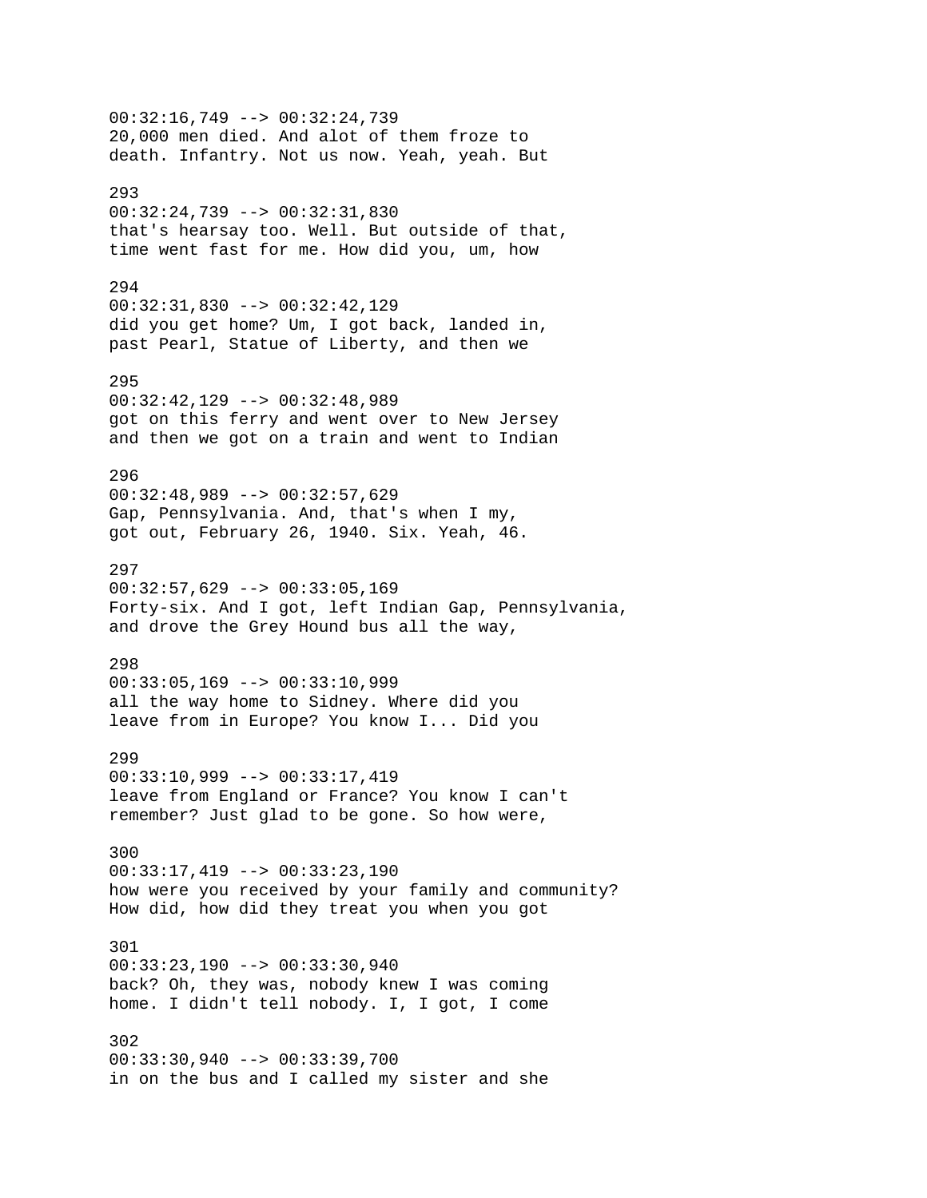00:32:16,749 --> 00:32:24,739
20,000 men died. And alot of them froze to
death. Infantry. Not us now. Yeah, yeah. But

293
00:32:24,739 --> 00:32:31,830
that's hearsay too. Well. But outside of that,
time went fast for me. How did you, um, how

294
00:32:31,830 --> 00:32:42,129
did you get home? Um, I got back, landed in,
past Pearl, Statue of Liberty, and then we

295
00:32:42,129 --> 00:32:48,989
got on this ferry and went over to New Jersey
and then we got on a train and went to Indian

296
00:32:48,989 --> 00:32:57,629
Gap, Pennsylvania. And, that's when I my,
got out, February 26, 1940. Six. Yeah, 46.

297
00:32:57,629 --> 00:33:05,169
Forty-six. And I got, left Indian Gap, Pennsylvania,
and drove the Grey Hound bus all the way,

298
00:33:05,169 --> 00:33:10,999
all the way home to Sidney. Where did you
leave from in Europe? You know I... Did you

299
00:33:10,999 --> 00:33:17,419
leave from England or France? You know I can't
remember? Just glad to be gone. So how were,

300
00:33:17,419 --> 00:33:23,190
how were you received by your family and community?
How did, how did they treat you when you got

301
00:33:23,190 --> 00:33:30,940
back? Oh, they was, nobody knew I was coming
home. I didn't tell nobody. I, I got, I come

302
00:33:30,940 --> 00:33:39,700
in on the bus and I called my sister and she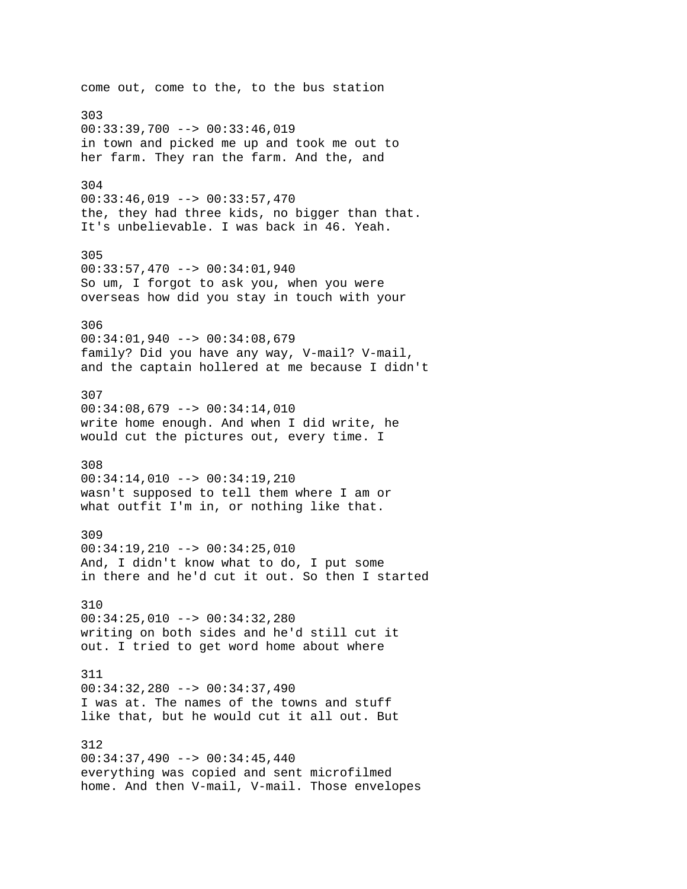come out, come to the, to the bus station

303
00:33:39,700 --> 00:33:46,019
in town and picked me up and took me out to
her farm. They ran the farm. And the, and

304
00:33:46,019 --> 00:33:57,470
the, they had three kids, no bigger than that.
It's unbelievable. I was back in 46. Yeah.

305
00:33:57,470 --> 00:34:01,940
So um, I forgot to ask you, when you were
overseas how did you stay in touch with your

306
00:34:01,940 --> 00:34:08,679
family? Did you have any way, V-mail? V-mail,
and the captain hollered at me because I didn't

307
00:34:08,679 --> 00:34:14,010
write home enough. And when I did write, he
would cut the pictures out, every time. I

308
00:34:14,010 --> 00:34:19,210
wasn't supposed to tell them where I am or
what outfit I'm in, or nothing like that.

309
00:34:19,210 --> 00:34:25,010
And, I didn't know what to do, I put some
in there and he'd cut it out. So then I started

310
00:34:25,010 --> 00:34:32,280
writing on both sides and he'd still cut it
out. I tried to get word home about where

311
00:34:32,280 --> 00:34:37,490
I was at. The names of the towns and stuff
like that, but he would cut it all out. But

312
00:34:37,490 --> 00:34:45,440
everything was copied and sent microfilmed
home. And then V-mail, V-mail. Those envelopes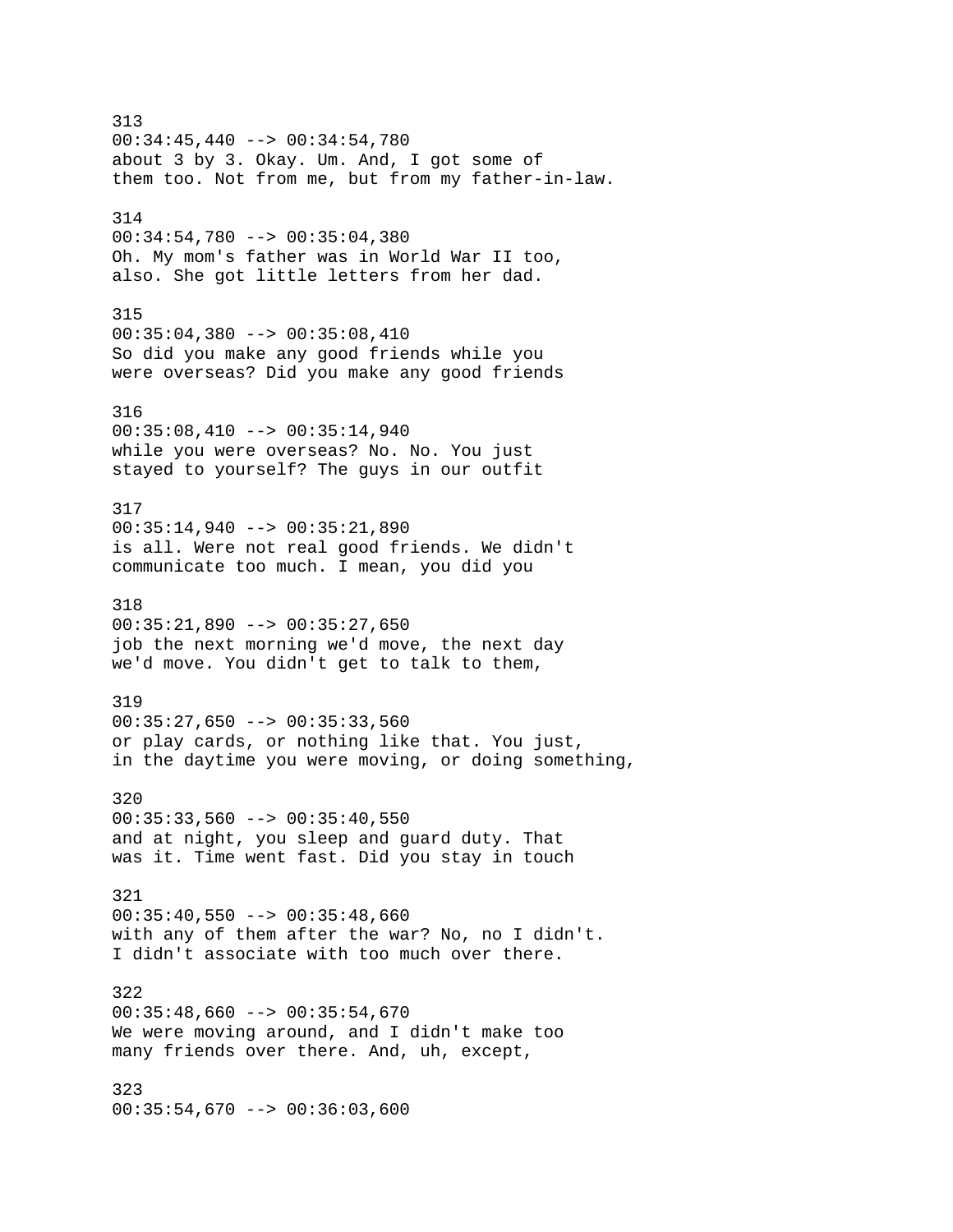313
00:34:45,440 --> 00:34:54,780
about 3 by 3. Okay. Um. And, I got some of
them too. Not from me, but from my father-in-law.

314
00:34:54,780 --> 00:35:04,380
Oh. My mom's father was in World War II too,
also. She got little letters from her dad.

315
00:35:04,380 --> 00:35:08,410
So did you make any good friends while you
were overseas? Did you make any good friends

316
00:35:08,410 --> 00:35:14,940
while you were overseas? No. No. You just
stayed to yourself? The guys in our outfit

317
00:35:14,940 --> 00:35:21,890
is all. Were not real good friends. We didn't
communicate too much. I mean, you did you

318
00:35:21,890 --> 00:35:27,650
job the next morning we'd move, the next day
we'd move. You didn't get to talk to them,

319
00:35:27,650 --> 00:35:33,560
or play cards, or nothing like that. You just,
in the daytime you were moving, or doing something,

320
00:35:33,560 --> 00:35:40,550
and at night, you sleep and guard duty. That
was it. Time went fast. Did you stay in touch

321
00:35:40,550 --> 00:35:48,660
with any of them after the war? No, no I didn't.
I didn't associate with too much over there.

322
00:35:48,660 --> 00:35:54,670
We were moving around, and I didn't make too
many friends over there. And, uh, except,

323
00:35:54,670 --> 00:36:03,600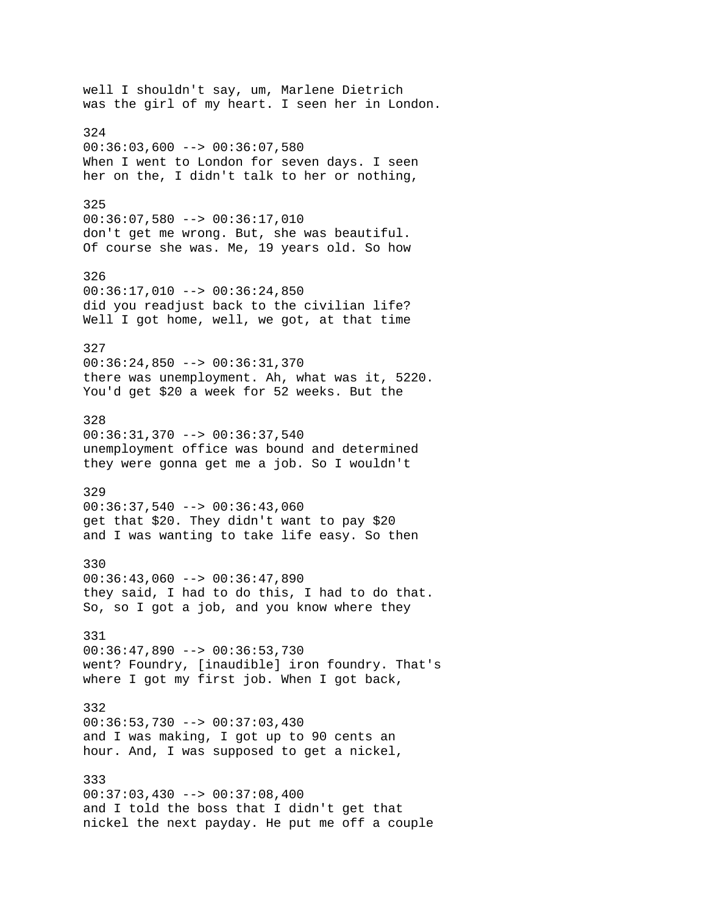well I shouldn't say, um, Marlene Dietrich
was the girl of my heart. I seen her in London.

324
00:36:03,600 --> 00:36:07,580
When I went to London for seven days. I seen
her on the, I didn't talk to her or nothing,

325
00:36:07,580 --> 00:36:17,010
don't get me wrong. But, she was beautiful.
Of course she was. Me, 19 years old. So how

326
00:36:17,010 --> 00:36:24,850
did you readjust back to the civilian life?
Well I got home, well, we got, at that time

327
00:36:24,850 --> 00:36:31,370
there was unemployment. Ah, what was it, 5220.
You'd get $20 a week for 52 weeks. But the

328
00:36:31,370 --> 00:36:37,540
unemployment office was bound and determined
they were gonna get me a job. So I wouldn't

329
00:36:37,540 --> 00:36:43,060
get that $20. They didn't want to pay $20
and I was wanting to take life easy. So then

330
00:36:43,060 --> 00:36:47,890
they said, I had to do this, I had to do that.
So, so I got a job, and you know where they

331
00:36:47,890 --> 00:36:53,730
went? Foundry, [inaudible] iron foundry. That's
where I got my first job. When I got back,

332
00:36:53,730 --> 00:37:03,430
and I was making, I got up to 90 cents an
hour. And, I was supposed to get a nickel,

333
00:37:03,430 --> 00:37:08,400
and I told the boss that I didn't get that
nickel the next payday. He put me off a couple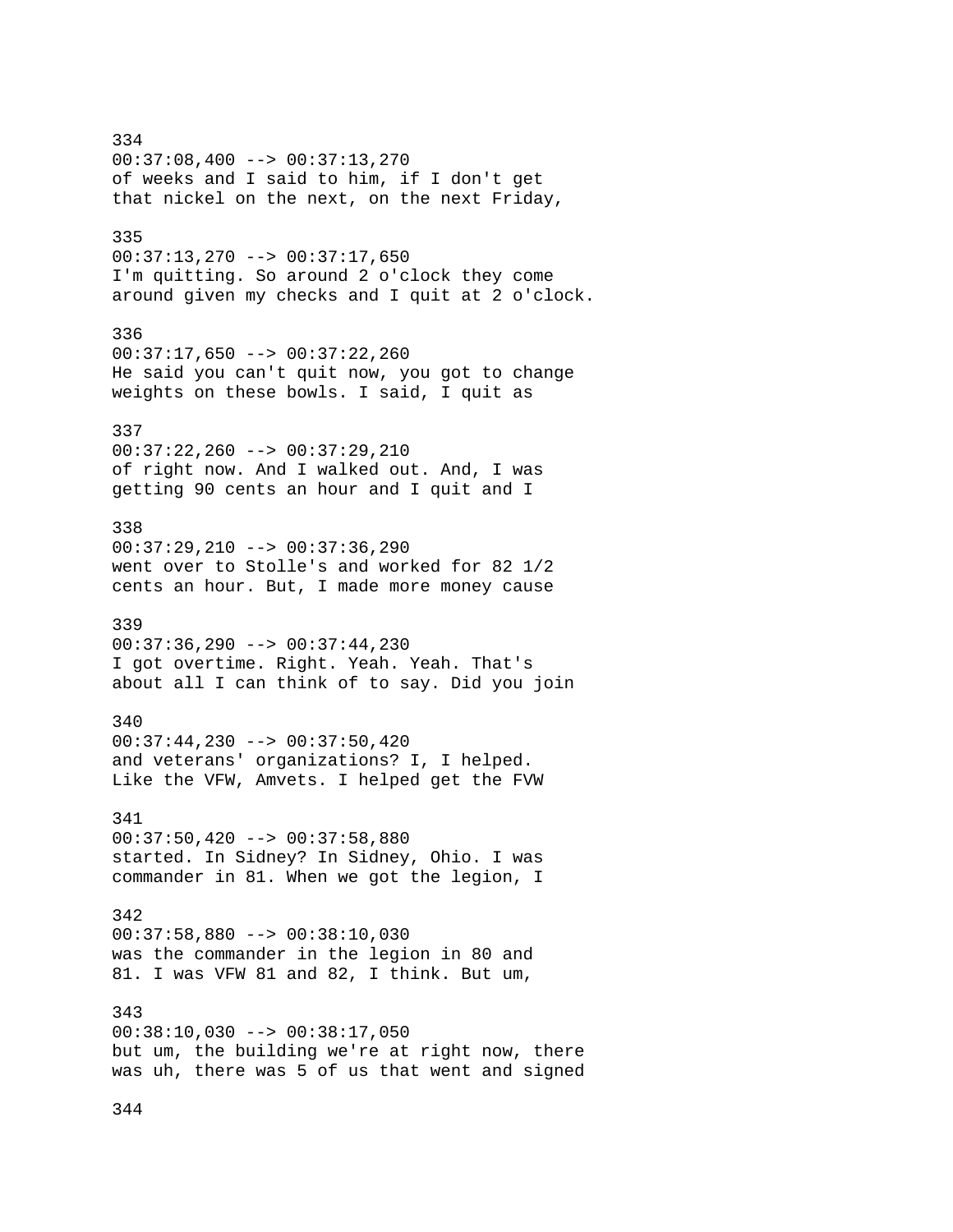334
00:37:08,400 --> 00:37:13,270
of weeks and I said to him, if I don't get
that nickel on the next, on the next Friday,

335
00:37:13,270 --> 00:37:17,650
I'm quitting. So around 2 o'clock they come
around given my checks and I quit at 2 o'clock.

336
00:37:17,650 --> 00:37:22,260
He said you can't quit now, you got to change
weights on these bowls. I said, I quit as

337
00:37:22,260 --> 00:37:29,210
of right now. And I walked out. And, I was
getting 90 cents an hour and I quit and I

338
00:37:29,210 --> 00:37:36,290
went over to Stolle's and worked for 82 1/2
cents an hour. But, I made more money cause

339
00:37:36,290 --> 00:37:44,230
I got overtime. Right. Yeah. Yeah. That's
about all I can think of to say. Did you join

340
00:37:44,230 --> 00:37:50,420
and veterans' organizations? I, I helped.
Like the VFW, Amvets. I helped get the FVW

341
00:37:50,420 --> 00:37:58,880
started. In Sidney? In Sidney, Ohio. I was
commander in 81. When we got the legion, I

342
00:37:58,880 --> 00:38:10,030
was the commander in the legion in 80 and
81. I was VFW 81 and 82, I think. But um,

343
00:38:10,030 --> 00:38:17,050
but um, the building we're at right now, there
was uh, there was 5 of us that went and signed

344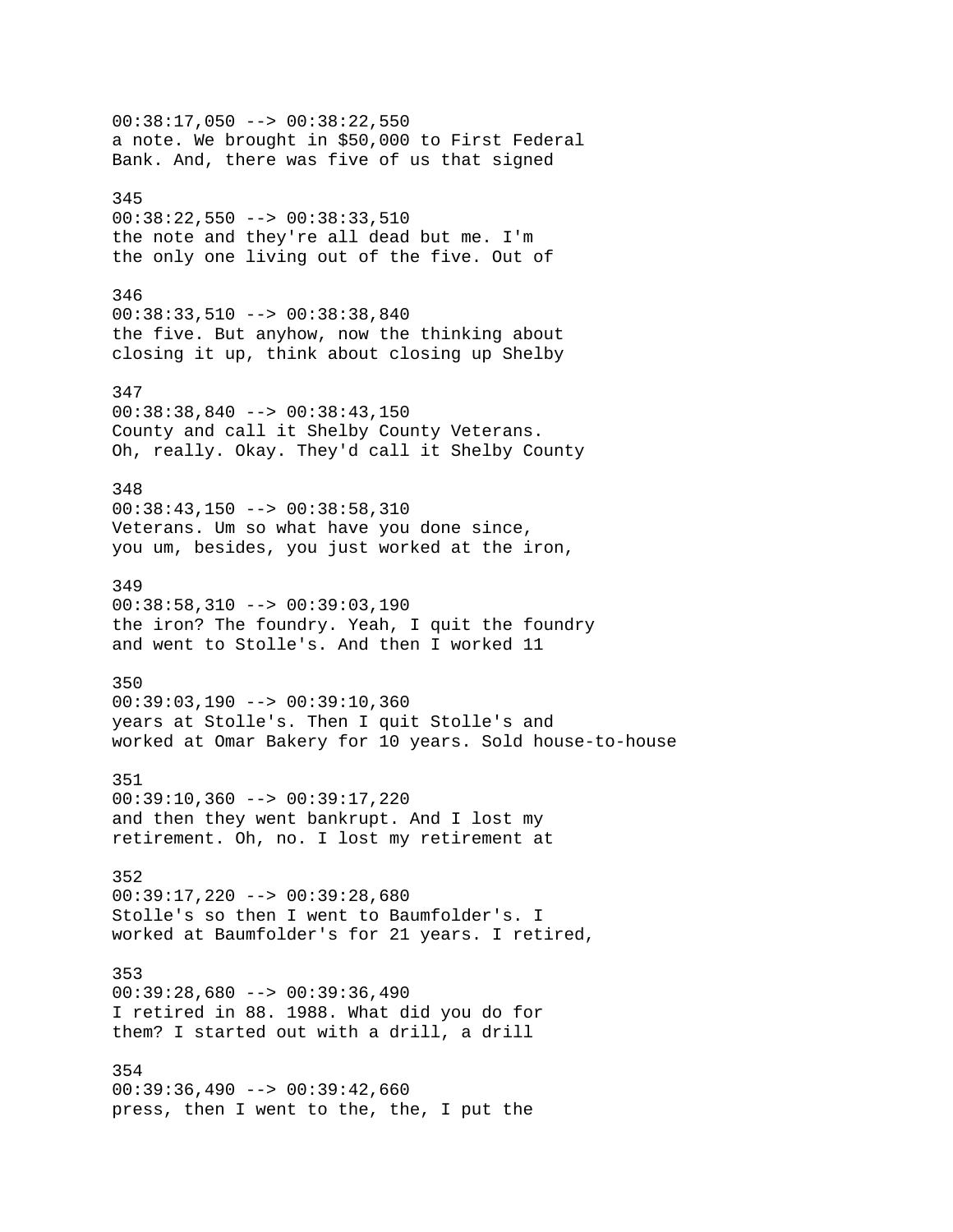00:38:17,050 --> 00:38:22,550
a note. We brought in $50,000 to First Federal
Bank. And, there was five of us that signed

345
00:38:22,550 --> 00:38:33,510
the note and they're all dead but me. I'm
the only one living out of the five. Out of

346
00:38:33,510 --> 00:38:38,840
the five. But anyhow, now the thinking about
closing it up, think about closing up Shelby

347
00:38:38,840 --> 00:38:43,150
County and call it Shelby County Veterans.
Oh, really. Okay. They'd call it Shelby County

348
00:38:43,150 --> 00:38:58,310
Veterans. Um so what have you done since,
you um, besides, you just worked at the iron,

349
00:38:58,310 --> 00:39:03,190
the iron? The foundry. Yeah, I quit the foundry
and went to Stolle's. And then I worked 11

350
00:39:03,190 --> 00:39:10,360
years at Stolle's. Then I quit Stolle's and
worked at Omar Bakery for 10 years. Sold house-to-house

351
00:39:10,360 --> 00:39:17,220
and then they went bankrupt. And I lost my
retirement. Oh, no. I lost my retirement at

352
00:39:17,220 --> 00:39:28,680
Stolle's so then I went to Baumfolder's. I
worked at Baumfolder's for 21 years. I retired,

353
00:39:28,680 --> 00:39:36,490
I retired in 88. 1988. What did you do for
them? I started out with a drill, a drill

354
00:39:36,490 --> 00:39:42,660
press, then I went to the, the, I put the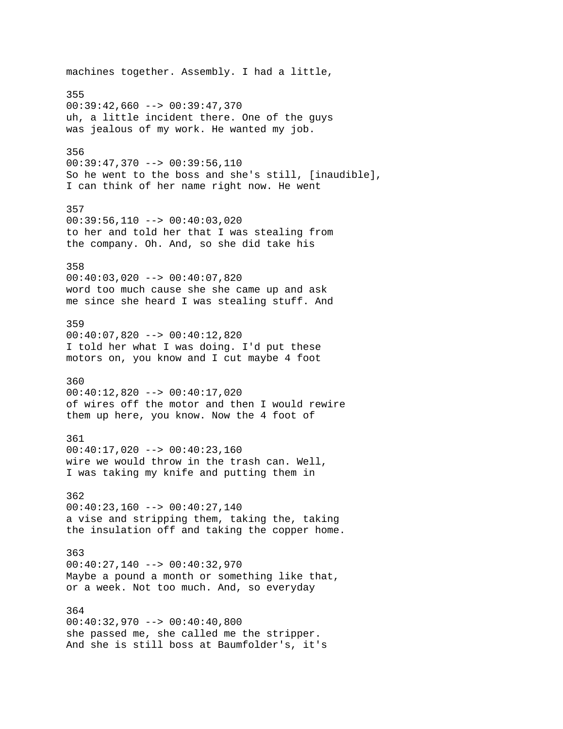machines together. Assembly. I had a little,

355
00:39:42,660 --> 00:39:47,370
uh, a little incident there. One of the guys
was jealous of my work. He wanted my job.

356
00:39:47,370 --> 00:39:56,110
So he went to the boss and she's still, [inaudible],
I can think of her name right now. He went

357
00:39:56,110 --> 00:40:03,020
to her and told her that I was stealing from
the company. Oh. And, so she did take his

358
00:40:03,020 --> 00:40:07,820
word too much cause she she came up and ask
me since she heard I was stealing stuff. And

359
00:40:07,820 --> 00:40:12,820
I told her what I was doing. I'd put these
motors on, you know and I cut maybe 4 foot

360
00:40:12,820 --> 00:40:17,020
of wires off the motor and then I would rewire
them up here, you know. Now the 4 foot of

361
00:40:17,020 --> 00:40:23,160
wire we would throw in the trash can. Well,
I was taking my knife and putting them in

362
00:40:23,160 --> 00:40:27,140
a vise and stripping them, taking the, taking
the insulation off and taking the copper home.

363
00:40:27,140 --> 00:40:32,970
Maybe a pound a month or something like that,
or a week. Not too much. And, so everyday

364
00:40:32,970 --> 00:40:40,800
she passed me, she called me the stripper.
And she is still boss at Baumfolder's, it's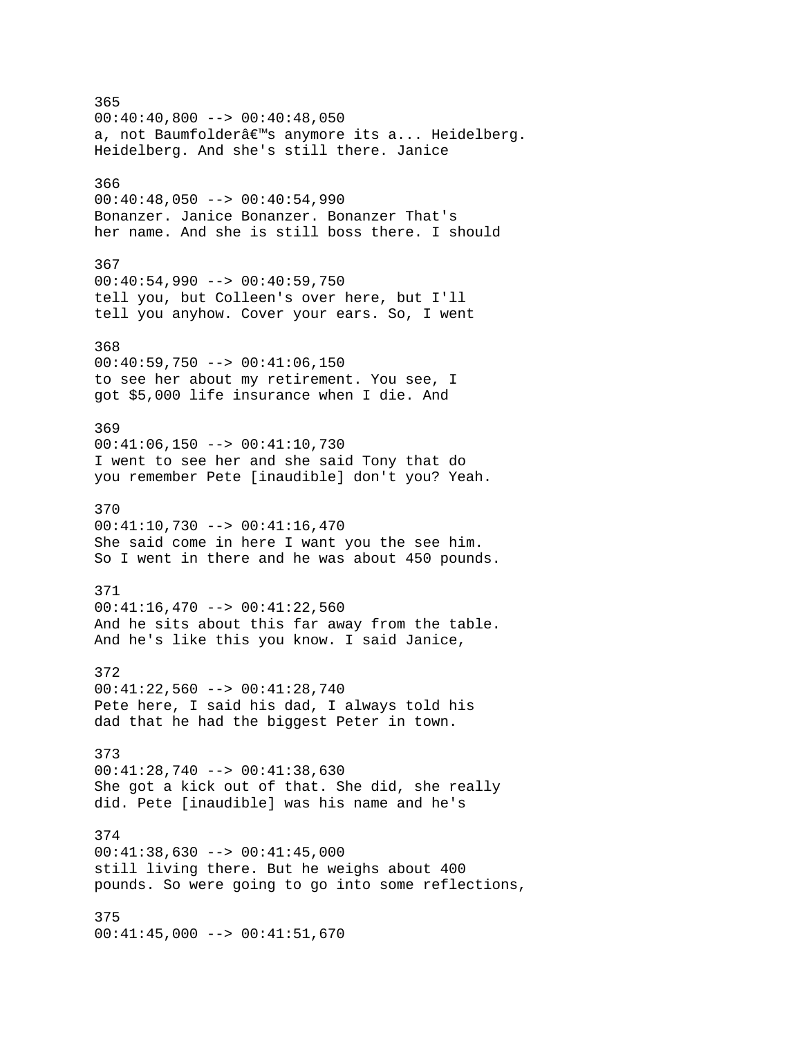365
00:40:40,800 --> 00:40:48,050
a, not Baumfolderâ€™s anymore its a... Heidelberg.
Heidelberg. And she's still there. Janice

366
00:40:48,050 --> 00:40:54,990
Bonanzer. Janice Bonanzer. Bonanzer That's
her name. And she is still boss there. I should

367
00:40:54,990 --> 00:40:59,750
tell you, but Colleen's over here, but I'll
tell you anyhow. Cover your ears. So, I went

368
00:40:59,750 --> 00:41:06,150
to see her about my retirement. You see, I
got $5,000 life insurance when I die. And

369
00:41:06,150 --> 00:41:10,730
I went to see her and she said Tony that do
you remember Pete [inaudible] don't you? Yeah.

370
00:41:10,730 --> 00:41:16,470
She said come in here I want you the see him.
So I went in there and he was about 450 pounds.

371
00:41:16,470 --> 00:41:22,560
And he sits about this far away from the table.
And he's like this you know. I said Janice,

372
00:41:22,560 --> 00:41:28,740
Pete here, I said his dad, I always told his
dad that he had the biggest Peter in town.

373
00:41:28,740 --> 00:41:38,630
She got a kick out of that. She did, she really
did. Pete [inaudible] was his name and he's

374
00:41:38,630 --> 00:41:45,000
still living there. But he weighs about 400
pounds. So were going to go into some reflections,

375
00:41:45,000 --> 00:41:51,670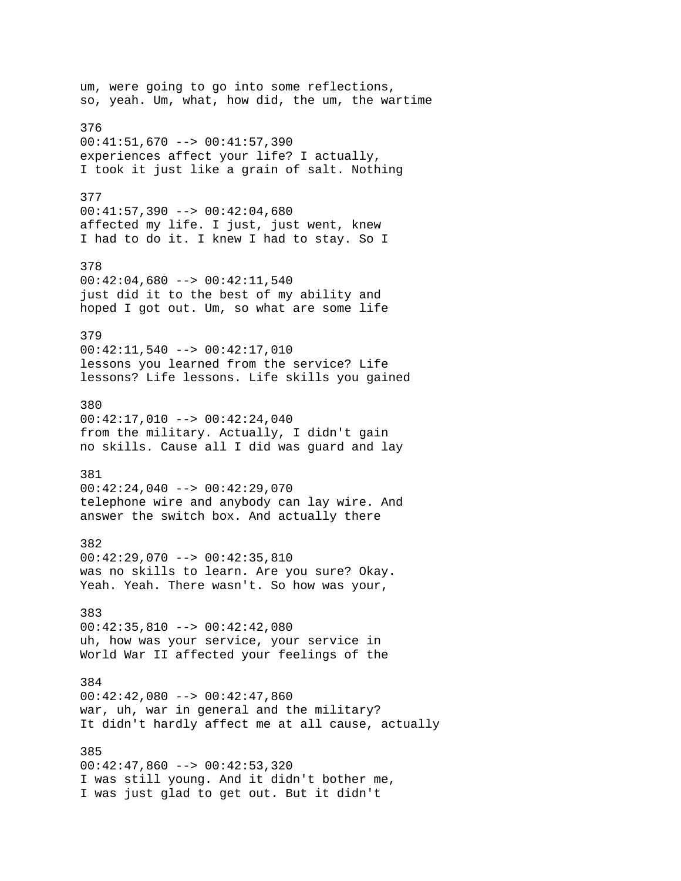um, were going to go into some reflections,
so, yeah. Um, what, how did, the um, the wartime

376
00:41:51,670 --> 00:41:57,390
experiences affect your life? I actually,
I took it just like a grain of salt. Nothing

377
00:41:57,390 --> 00:42:04,680
affected my life. I just, just went, knew
I had to do it. I knew I had to stay. So I

378
00:42:04,680 --> 00:42:11,540
just did it to the best of my ability and
hoped I got out. Um, so what are some life

379
00:42:11,540 --> 00:42:17,010
lessons you learned from the service? Life
lessons? Life lessons. Life skills you gained

380
00:42:17,010 --> 00:42:24,040
from the military. Actually, I didn't gain
no skills. Cause all I did was guard and lay

381
00:42:24,040 --> 00:42:29,070
telephone wire and anybody can lay wire. And
answer the switch box. And actually there

382
00:42:29,070 --> 00:42:35,810
was no skills to learn. Are you sure? Okay.
Yeah. Yeah. There wasn't. So how was your,

383
00:42:35,810 --> 00:42:42,080
uh, how was your service, your service in
World War II affected your feelings of the

384
00:42:42,080 --> 00:42:47,860
war, uh, war in general and the military?
It didn't hardly affect me at all cause, actually

385
00:42:47,860 --> 00:42:53,320
I was still young. And it didn't bother me,
I was just glad to get out. But it didn't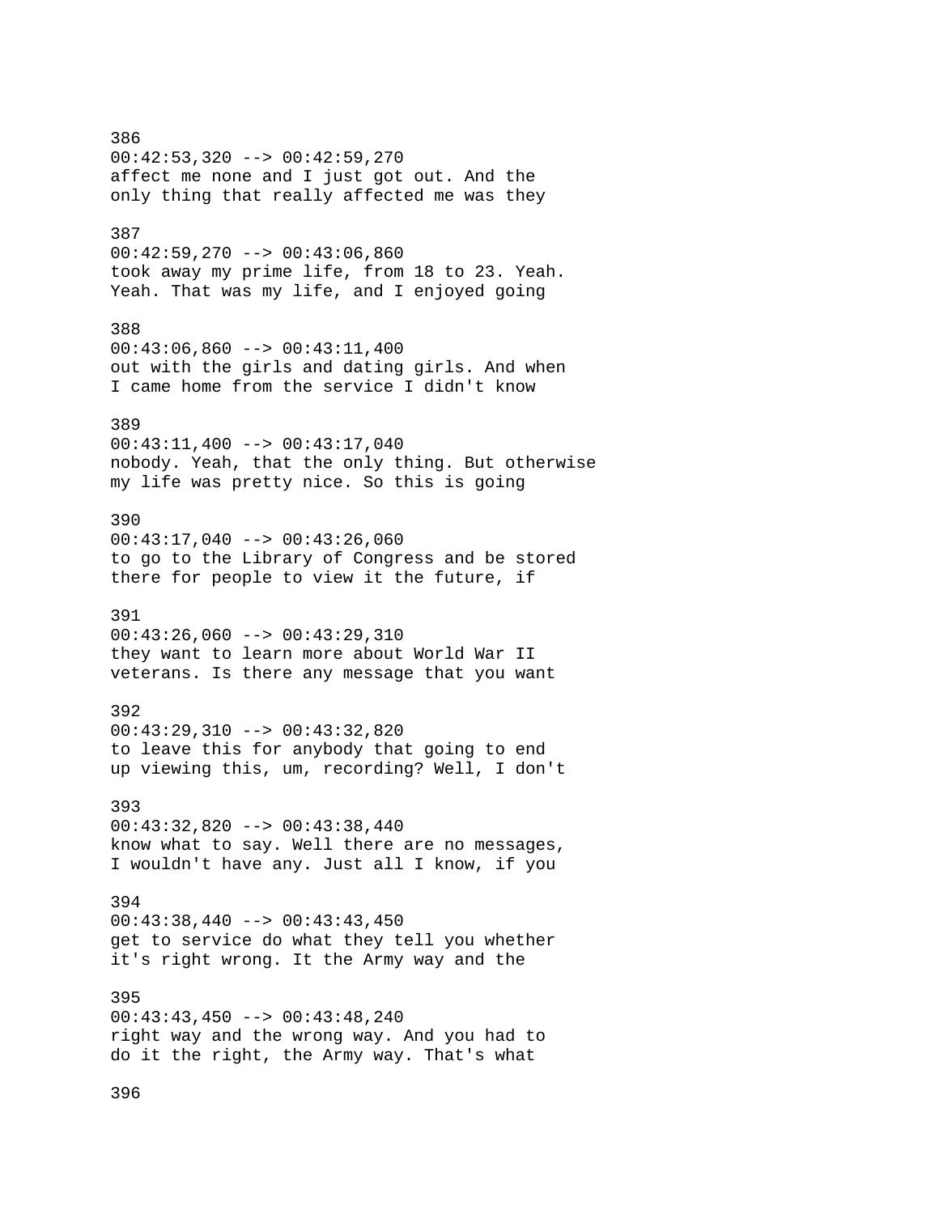386
00:42:53,320 --> 00:42:59,270
affect me none and I just got out. And the
only thing that really affected me was they

387
00:42:59,270 --> 00:43:06,860
took away my prime life, from 18 to 23. Yeah.
Yeah. That was my life, and I enjoyed going

388
00:43:06,860 --> 00:43:11,400
out with the girls and dating girls. And when
I came home from the service I didn't know

389
00:43:11,400 --> 00:43:17,040
nobody. Yeah, that the only thing. But otherwise
my life was pretty nice. So this is going

390
00:43:17,040 --> 00:43:26,060
to go to the Library of Congress and be stored
there for people to view it the future, if

391
00:43:26,060 --> 00:43:29,310
they want to learn more about World War II
veterans. Is there any message that you want

392
00:43:29,310 --> 00:43:32,820
to leave this for anybody that going to end
up viewing this, um, recording? Well, I don't

393
00:43:32,820 --> 00:43:38,440
know what to say. Well there are no messages,
I wouldn't have any. Just all I know, if you

394
00:43:38,440 --> 00:43:43,450
get to service do what they tell you whether
it's right wrong. It the Army way and the

395
00:43:43,450 --> 00:43:48,240
right way and the wrong way. And you had to
do it the right, the Army way. That's what

396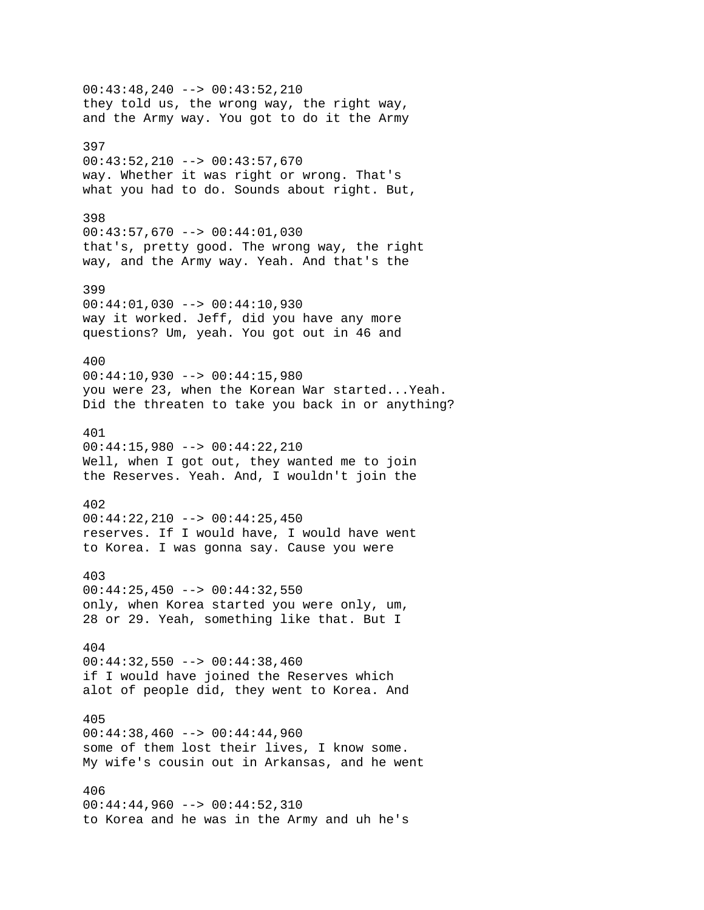00:43:48,240 --> 00:43:52,210
they told us, the wrong way, the right way,
and the Army way. You got to do it the Army

397
00:43:52,210 --> 00:43:57,670
way. Whether it was right or wrong. That's
what you had to do. Sounds about right. But,

398
00:43:57,670 --> 00:44:01,030
that's, pretty good. The wrong way, the right
way, and the Army way. Yeah. And that's the

399
00:44:01,030 --> 00:44:10,930
way it worked. Jeff, did you have any more
questions? Um, yeah. You got out in 46 and

400
00:44:10,930 --> 00:44:15,980
you were 23, when the Korean War started...Yeah.
Did the threaten to take you back in or anything?

401
00:44:15,980 --> 00:44:22,210
Well, when I got out, they wanted me to join
the Reserves. Yeah. And, I wouldn't join the

402
00:44:22,210 --> 00:44:25,450
reserves. If I would have, I would have went
to Korea. I was gonna say. Cause you were

403
00:44:25,450 --> 00:44:32,550
only, when Korea started you were only, um,
28 or 29. Yeah, something like that. But I

404
00:44:32,550 --> 00:44:38,460
if I would have joined the Reserves which
alot of people did, they went to Korea. And

405
00:44:38,460 --> 00:44:44,960
some of them lost their lives, I know some.
My wife's cousin out in Arkansas, and he went

406
00:44:44,960 --> 00:44:52,310
to Korea and he was in the Army and uh he's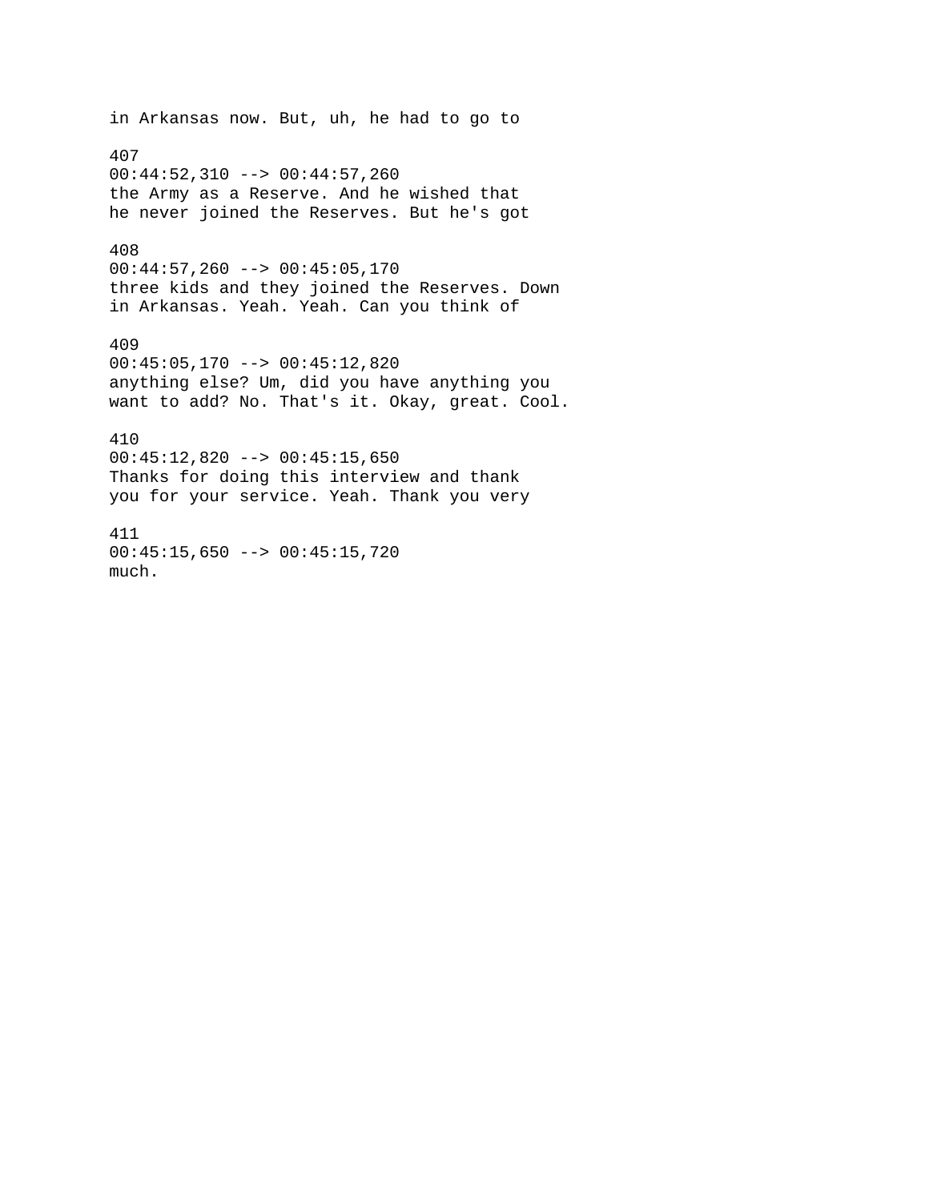in Arkansas now. But, uh, he had to go to

407
00:44:52,310 --> 00:44:57,260
the Army as a Reserve. And he wished that
he never joined the Reserves. But he's got

408
00:44:57,260 --> 00:45:05,170
three kids and they joined the Reserves. Down
in Arkansas. Yeah. Yeah. Can you think of

409
00:45:05,170 --> 00:45:12,820
anything else? Um, did you have anything you
want to add? No. That's it. Okay, great. Cool.

410
00:45:12,820 --> 00:45:15,650
Thanks for doing this interview and thank
you for your service. Yeah. Thank you very

411
00:45:15,650 --> 00:45:15,720
much.